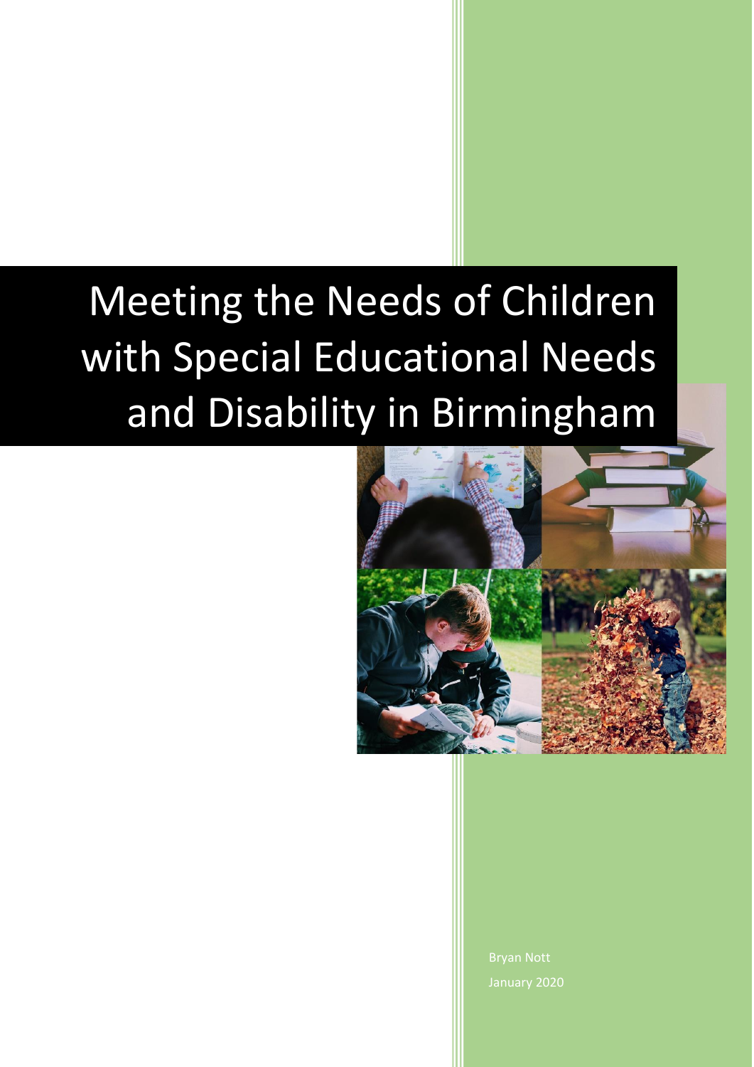# Meeting the Needs of Children with Special Educational Needs and Disability in Birmingham

Bryan Nott

January 2020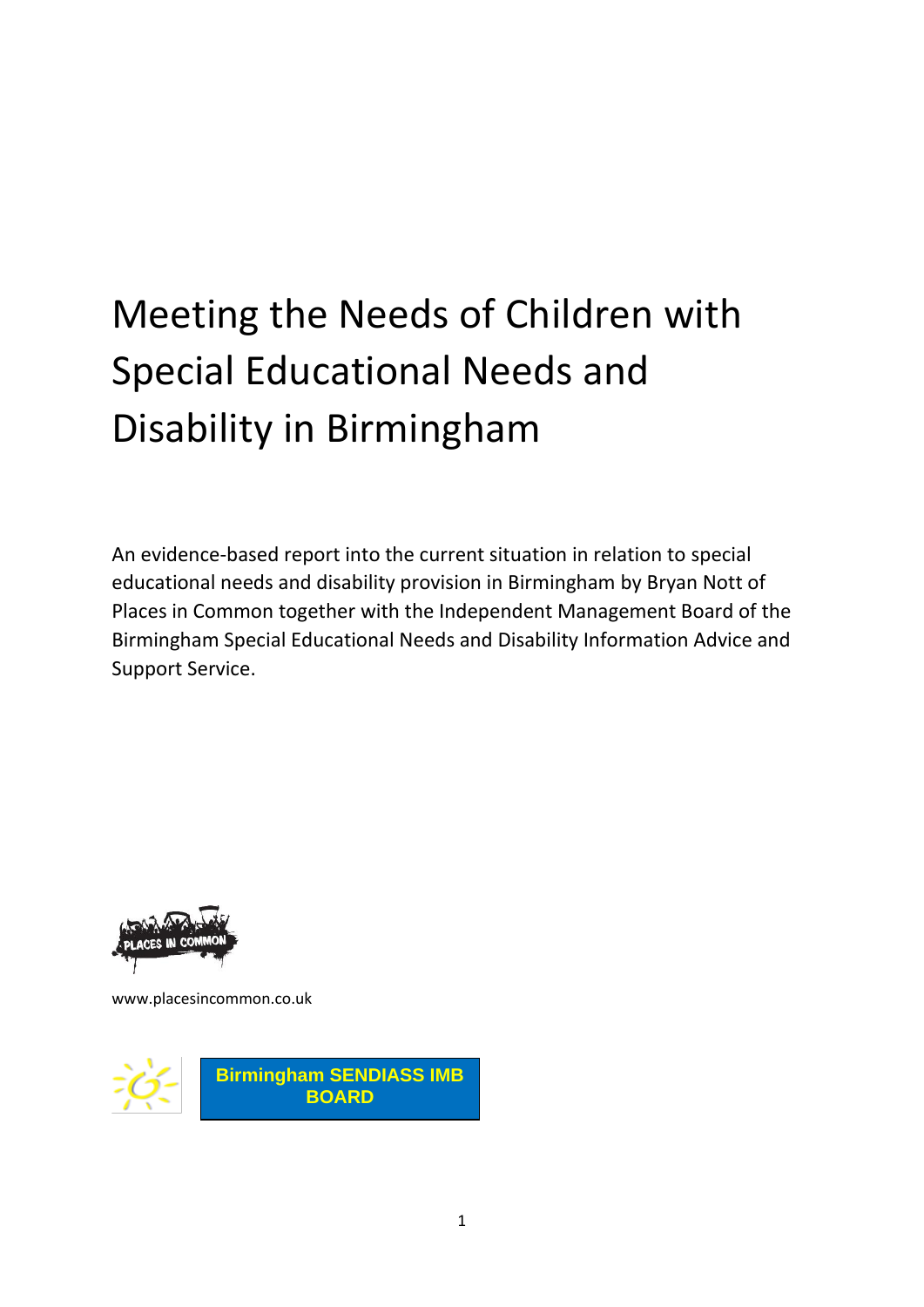# Meeting the Needs of Children with Special Educational Needs and Disability in Birmingham

An evidence-based report into the current situation in relation to special educational needs and disability provision in Birmingham by Bryan Nott of Places in Common together with the Independent Management Board of the Birmingham Special Educational Needs and Disability Information Advice and Support Service.

www.placesincommon.co.uk

**Birmingham SENDIASS IMB BOARD**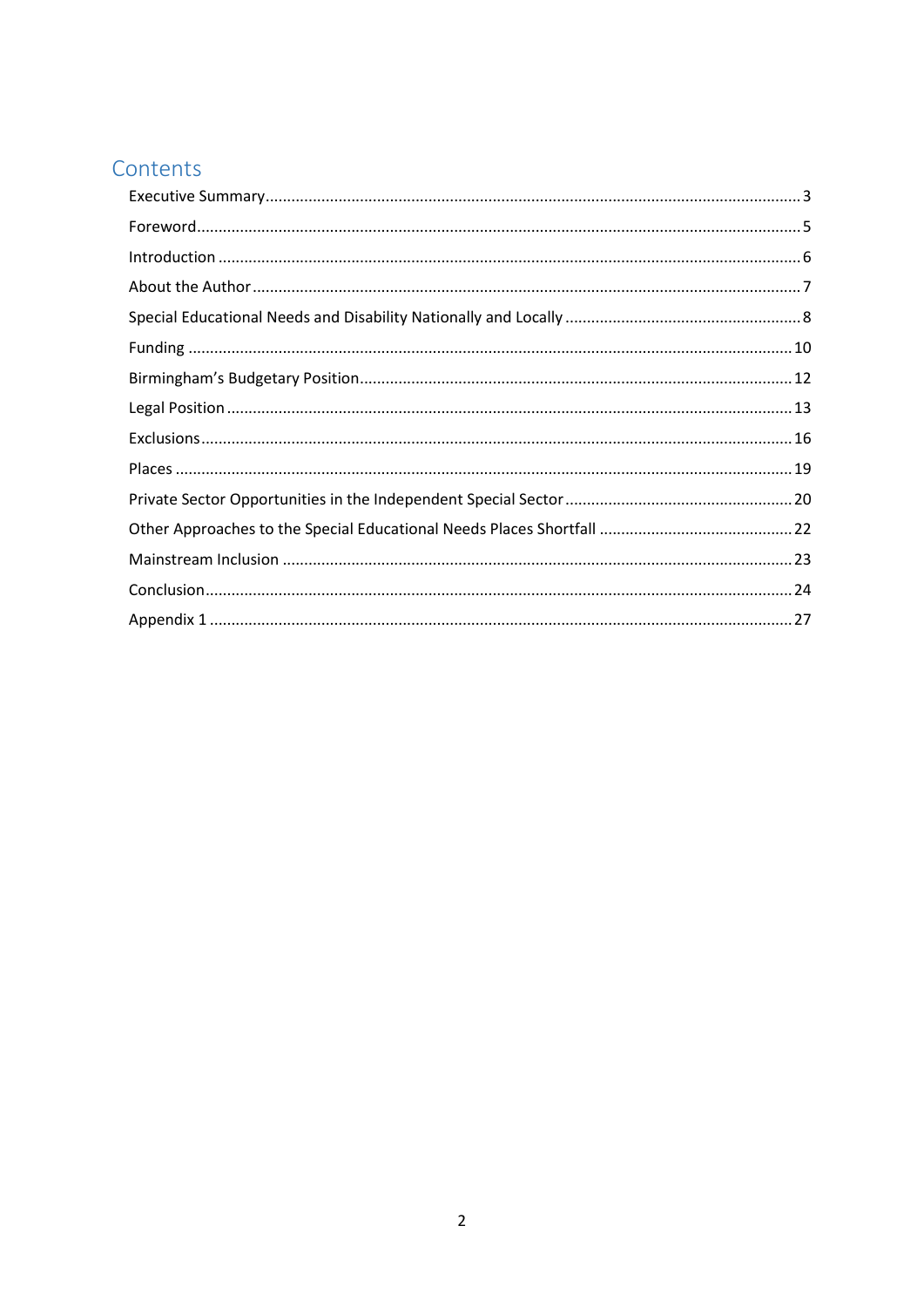# Contents

Executive Summary ... 3

Foreword ... 5

Introduction ... 6

About the Author ... 7

Special Educational Needs and Disability Nationally and Locally ... 8

Funding ... 10

Birmingham's Budgetary Position ... 12

Legal Position ... 13

Exclusions ... 16

Places ... 19

Private Sector Opportunities in the Independent Special Sector ... 20

Other Approaches to the Special Educational Needs Places Shortfall ... 22

Mainstream Inclusion ... 23

Conclusion ... 24

Appendix 1 ... 27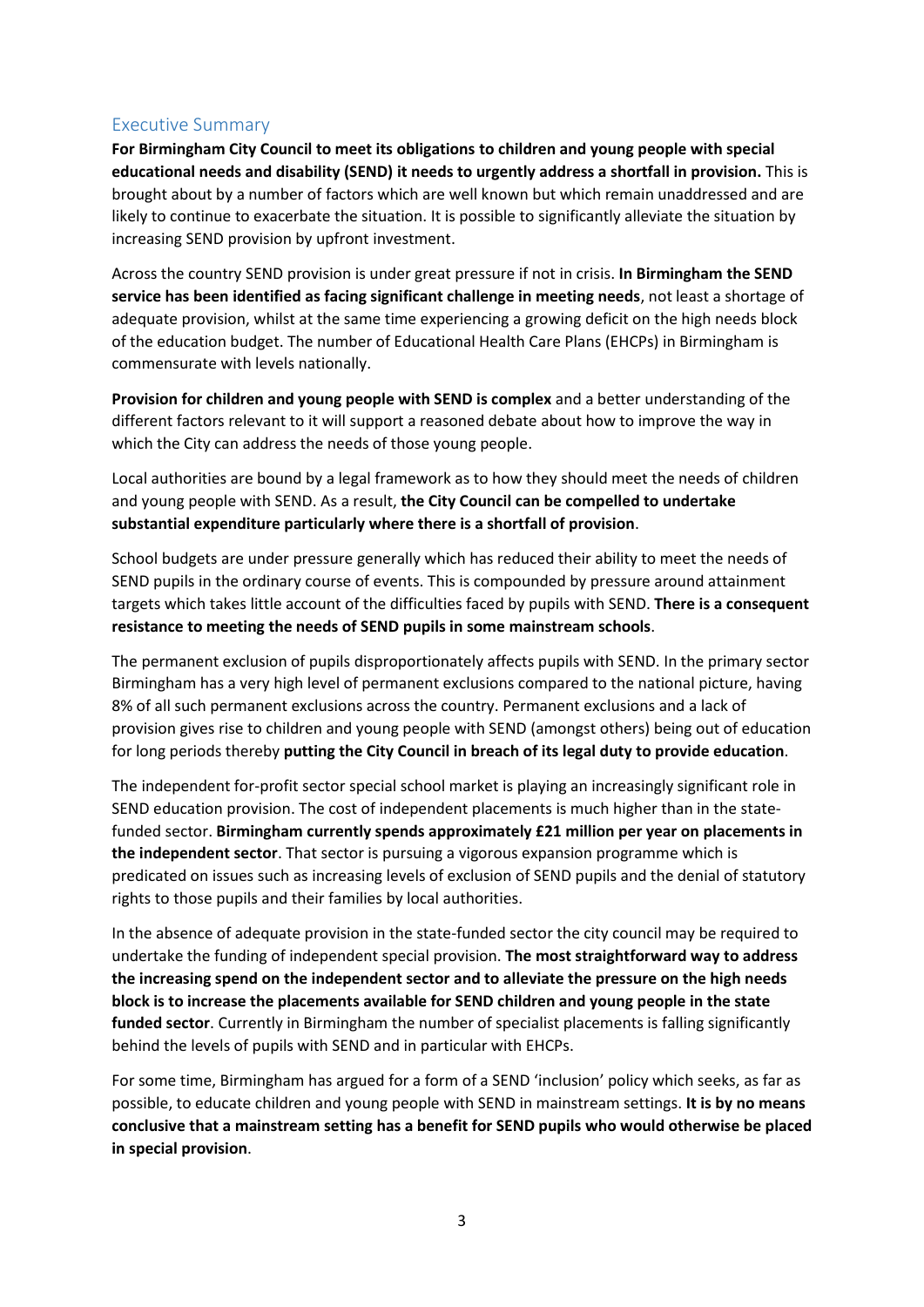## Executive Summary

**For Birmingham City Council to meet its obligations to children and young people with special educational needs and disability (SEND) it needs to urgently address a shortfall in provision.** This is brought about by a number of factors which are well known but which remain unaddressed and are likely to continue to exacerbate the situation. It is possible to significantly alleviate the situation by increasing SEND provision by upfront investment.

Across the country SEND provision is under great pressure if not in crisis. **In Birmingham the SEND service has been identified as facing significant challenge in meeting needs**, not least a shortage of adequate provision, whilst at the same time experiencing a growing deficit on the high needs block of the education budget. The number of Educational Health Care Plans (EHCPs) in Birmingham is commensurate with levels nationally.

**Provision for children and young people with SEND is complex** and a better understanding of the different factors relevant to it will support a reasoned debate about how to improve the way in which the City can address the needs of those young people.

Local authorities are bound by a legal framework as to how they should meet the needs of children and young people with SEND. As a result, **the City Council can be compelled to undertake substantial expenditure particularly where there is a shortfall of provision**.

School budgets are under pressure generally which has reduced their ability to meet the needs of SEND pupils in the ordinary course of events. This is compounded by pressure around attainment targets which takes little account of the difficulties faced by pupils with SEND. **There is a consequent resistance to meeting the needs of SEND pupils in some mainstream schools**.

The permanent exclusion of pupils disproportionately affects pupils with SEND. In the primary sector Birmingham has a very high level of permanent exclusions compared to the national picture, having 8% of all such permanent exclusions across the country. Permanent exclusions and a lack of provision gives rise to children and young people with SEND (amongst others) being out of education for long periods thereby **putting the City Council in breach of its legal duty to provide education**.

The independent for-profit sector special school market is playing an increasingly significant role in SEND education provision. The cost of independent placements is much higher than in the state-funded sector. **Birmingham currently spends approximately £21 million per year on placements in the independent sector**. That sector is pursuing a vigorous expansion programme which is predicated on issues such as increasing levels of exclusion of SEND pupils and the denial of statutory rights to those pupils and their families by local authorities.

In the absence of adequate provision in the state-funded sector the city council may be required to undertake the funding of independent special provision. **The most straightforward way to address the increasing spend on the independent sector and to alleviate the pressure on the high needs block is to increase the placements available for SEND children and young people in the state funded sector**. Currently in Birmingham the number of specialist placements is falling significantly behind the levels of pupils with SEND and in particular with EHCPs.

For some time, Birmingham has argued for a form of a SEND 'inclusion' policy which seeks, as far as possible, to educate children and young people with SEND in mainstream settings. **It is by no means conclusive that a mainstream setting has a benefit for SEND pupils who would otherwise be placed in special provision**.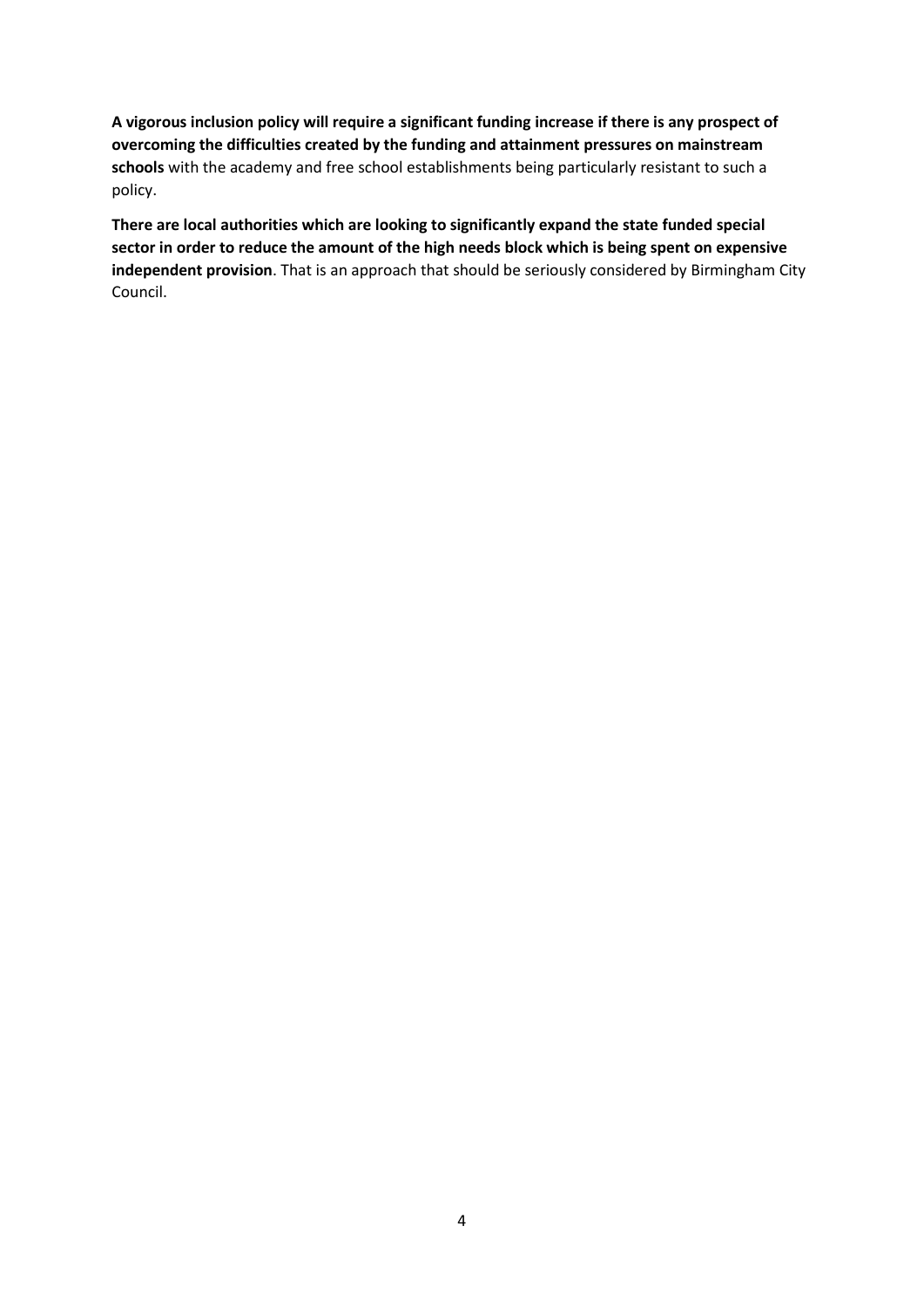**A vigorous inclusion policy will require a significant funding increase if there is any prospect of overcoming the difficulties created by the funding and attainment pressures on mainstream schools** with the academy and free school establishments being particularly resistant to such a policy.

**There are local authorities which are looking to significantly expand the state funded special sector in order to reduce the amount of the high needs block which is being spent on expensive independent provision**. That is an approach that should be seriously considered by Birmingham City Council.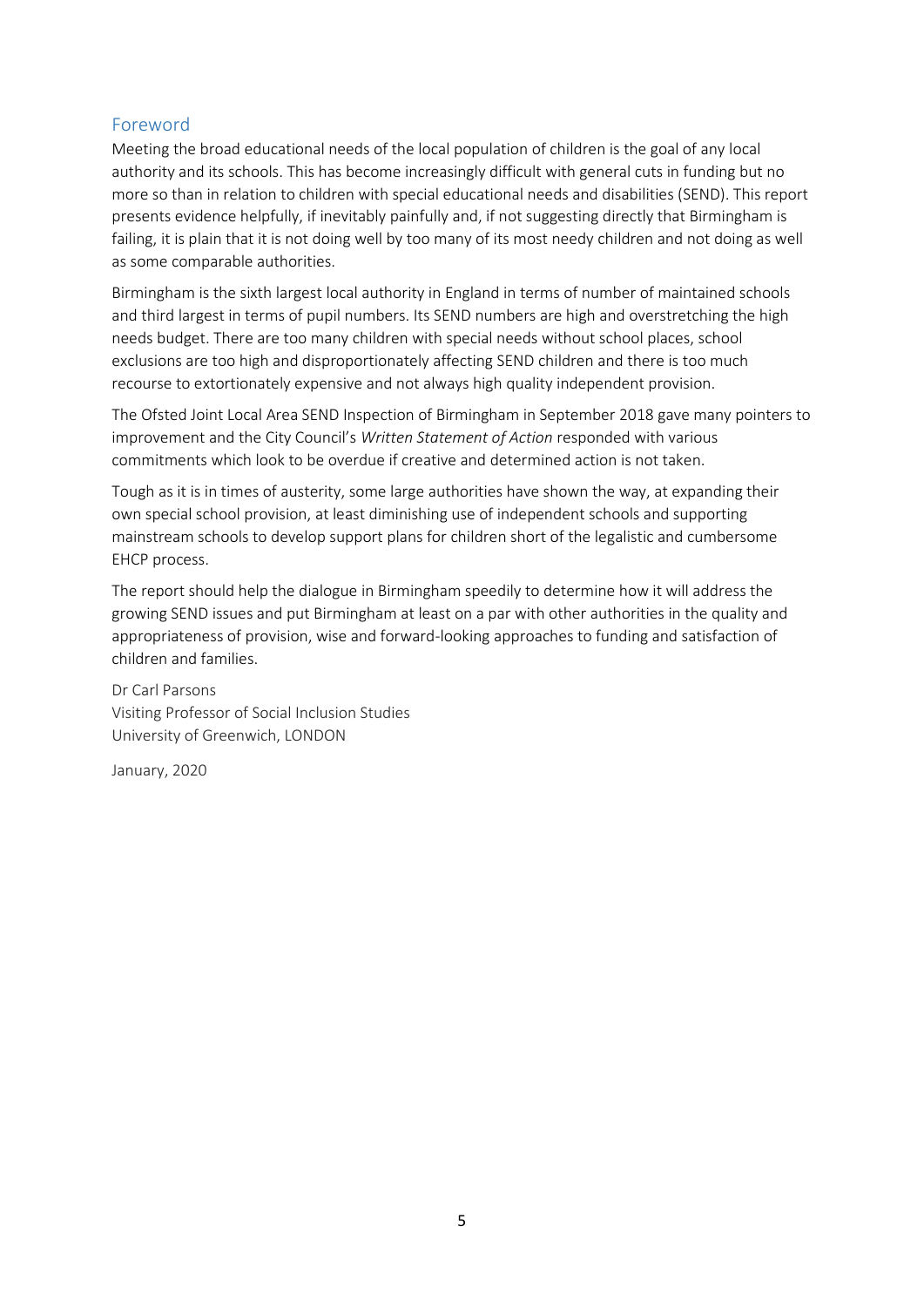## Foreword

Meeting the broad educational needs of the local population of children is the goal of any local authority and its schools. This has become increasingly difficult with general cuts in funding but no more so than in relation to children with special educational needs and disabilities (SEND). This report presents evidence helpfully, if inevitably painfully and, if not suggesting directly that Birmingham is failing, it is plain that it is not doing well by too many of its most needy children and not doing as well as some comparable authorities.

Birmingham is the sixth largest local authority in England in terms of number of maintained schools and third largest in terms of pupil numbers. Its SEND numbers are high and overstretching the high needs budget. There are too many children with special needs without school places, school exclusions are too high and disproportionately affecting SEND children and there is too much recourse to extortionately expensive and not always high quality independent provision.

The Ofsted Joint Local Area SEND Inspection of Birmingham in September 2018 gave many pointers to improvement and the City Council's *Written Statement of Action* responded with various commitments which look to be overdue if creative and determined action is not taken.

Tough as it is in times of austerity, some large authorities have shown the way, at expanding their own special school provision, at least diminishing use of independent schools and supporting mainstream schools to develop support plans for children short of the legalistic and cumbersome EHCP process.

The report should help the dialogue in Birmingham speedily to determine how it will address the growing SEND issues and put Birmingham at least on a par with other authorities in the quality and appropriateness of provision, wise and forward-looking approaches to funding and satisfaction of children and families.

Dr Carl Parsons
Visiting Professor of Social Inclusion Studies
University of Greenwich, LONDON

January, 2020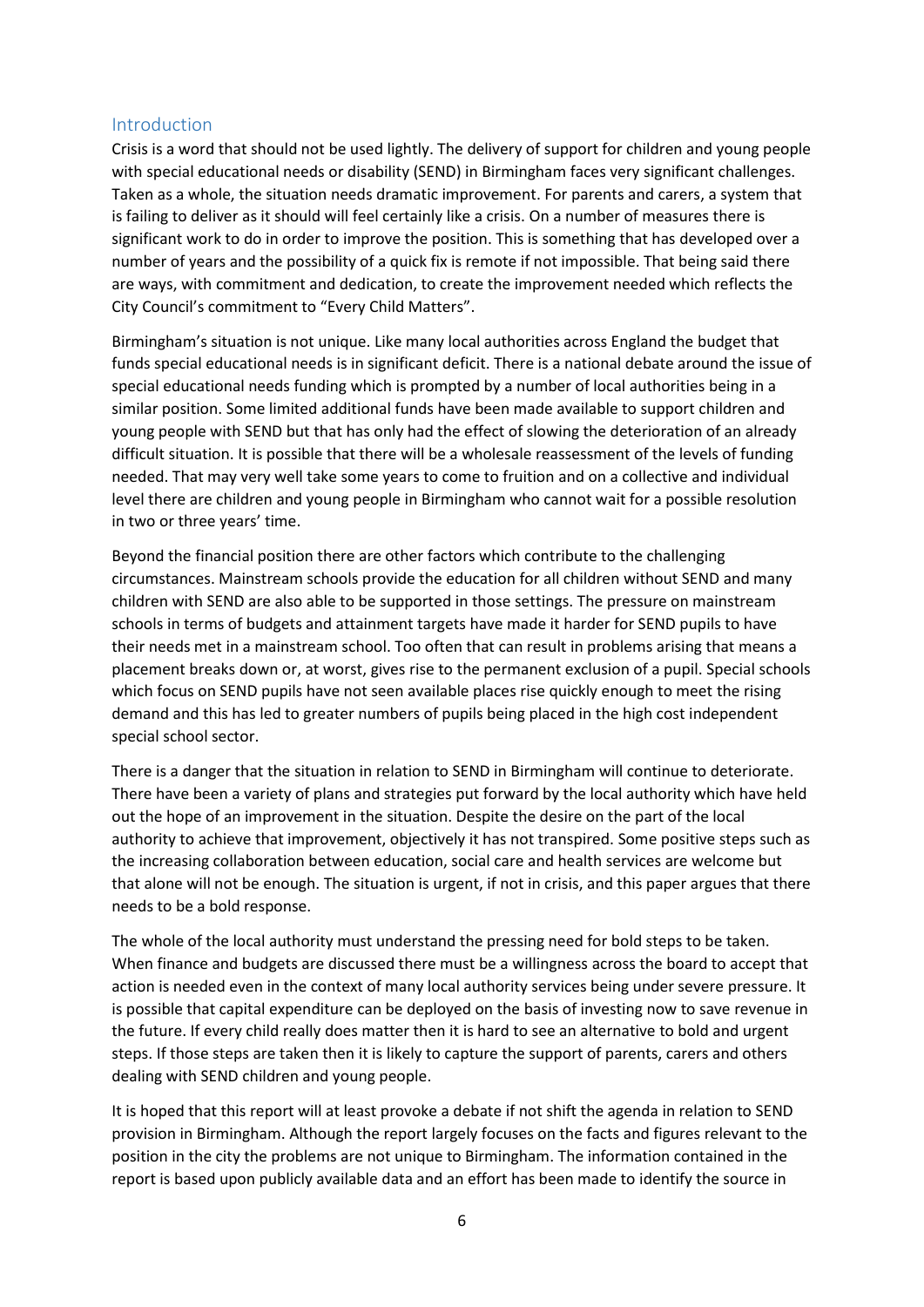## Introduction

Crisis is a word that should not be used lightly. The delivery of support for children and young people with special educational needs or disability (SEND) in Birmingham faces very significant challenges. Taken as a whole, the situation needs dramatic improvement. For parents and carers, a system that is failing to deliver as it should will feel certainly like a crisis. On a number of measures there is significant work to do in order to improve the position. This is something that has developed over a number of years and the possibility of a quick fix is remote if not impossible. That being said there are ways, with commitment and dedication, to create the improvement needed which reflects the City Council's commitment to "Every Child Matters".

Birmingham's situation is not unique. Like many local authorities across England the budget that funds special educational needs is in significant deficit. There is a national debate around the issue of special educational needs funding which is prompted by a number of local authorities being in a similar position. Some limited additional funds have been made available to support children and young people with SEND but that has only had the effect of slowing the deterioration of an already difficult situation. It is possible that there will be a wholesale reassessment of the levels of funding needed. That may very well take some years to come to fruition and on a collective and individual level there are children and young people in Birmingham who cannot wait for a possible resolution in two or three years' time.

Beyond the financial position there are other factors which contribute to the challenging circumstances. Mainstream schools provide the education for all children without SEND and many children with SEND are also able to be supported in those settings. The pressure on mainstream schools in terms of budgets and attainment targets have made it harder for SEND pupils to have their needs met in a mainstream school. Too often that can result in problems arising that means a placement breaks down or, at worst, gives rise to the permanent exclusion of a pupil. Special schools which focus on SEND pupils have not seen available places rise quickly enough to meet the rising demand and this has led to greater numbers of pupils being placed in the high cost independent special school sector.

There is a danger that the situation in relation to SEND in Birmingham will continue to deteriorate. There have been a variety of plans and strategies put forward by the local authority which have held out the hope of an improvement in the situation. Despite the desire on the part of the local authority to achieve that improvement, objectively it has not transpired. Some positive steps such as the increasing collaboration between education, social care and health services are welcome but that alone will not be enough. The situation is urgent, if not in crisis, and this paper argues that there needs to be a bold response.

The whole of the local authority must understand the pressing need for bold steps to be taken. When finance and budgets are discussed there must be a willingness across the board to accept that action is needed even in the context of many local authority services being under severe pressure. It is possible that capital expenditure can be deployed on the basis of investing now to save revenue in the future. If every child really does matter then it is hard to see an alternative to bold and urgent steps. If those steps are taken then it is likely to capture the support of parents, carers and others dealing with SEND children and young people.

It is hoped that this report will at least provoke a debate if not shift the agenda in relation to SEND provision in Birmingham. Although the report largely focuses on the facts and figures relevant to the position in the city the problems are not unique to Birmingham. The information contained in the report is based upon publicly available data and an effort has been made to identify the source in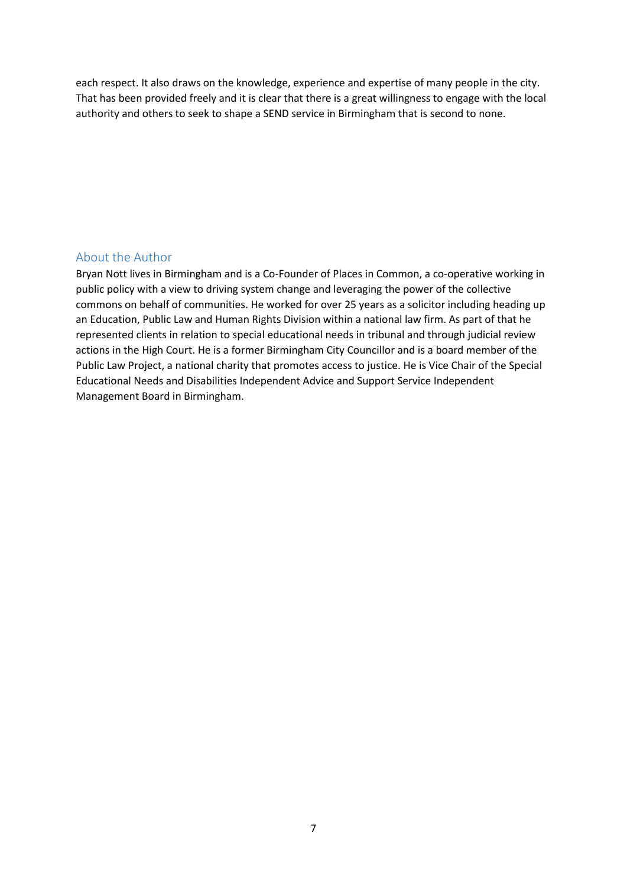each respect. It also draws on the knowledge, experience and expertise of many people in the city. That has been provided freely and it is clear that there is a great willingness to engage with the local authority and others to seek to shape a SEND service in Birmingham that is second to none.

## About the Author

Bryan Nott lives in Birmingham and is a Co-Founder of Places in Common, a co-operative working in public policy with a view to driving system change and leveraging the power of the collective commons on behalf of communities. He worked for over 25 years as a solicitor including heading up an Education, Public Law and Human Rights Division within a national law firm. As part of that he represented clients in relation to special educational needs in tribunal and through judicial review actions in the High Court. He is a former Birmingham City Councillor and is a board member of the Public Law Project, a national charity that promotes access to justice. He is Vice Chair of the Special Educational Needs and Disabilities Independent Advice and Support Service Independent Management Board in Birmingham.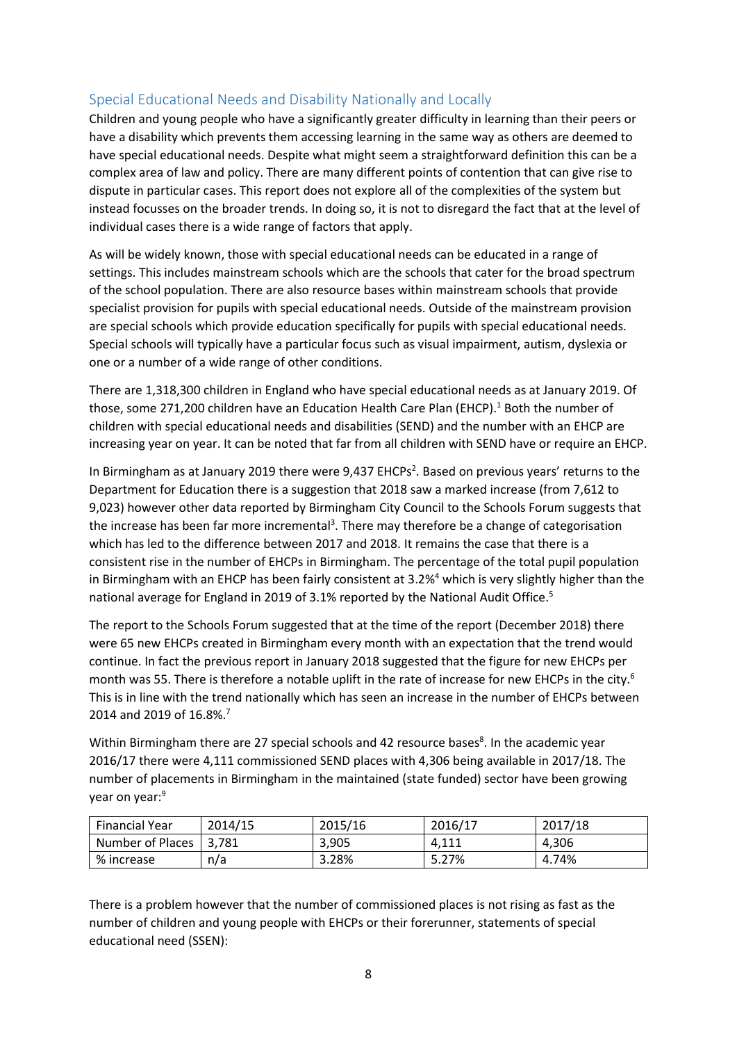## Special Educational Needs and Disability Nationally and Locally

Children and young people who have a significantly greater difficulty in learning than their peers or have a disability which prevents them accessing learning in the same way as others are deemed to have special educational needs. Despite what might seem a straightforward definition this can be a complex area of law and policy. There are many different points of contention that can give rise to dispute in particular cases. This report does not explore all of the complexities of the system but instead focusses on the broader trends. In doing so, it is not to disregard the fact that at the level of individual cases there is a wide range of factors that apply.

As will be widely known, those with special educational needs can be educated in a range of settings. This includes mainstream schools which are the schools that cater for the broad spectrum of the school population. There are also resource bases within mainstream schools that provide specialist provision for pupils with special educational needs. Outside of the mainstream provision are special schools which provide education specifically for pupils with special educational needs. Special schools will typically have a particular focus such as visual impairment, autism, dyslexia or one or a number of a wide range of other conditions.

There are 1,318,300 children in England who have special educational needs as at January 2019. Of those, some 271,200 children have an Education Health Care Plan (EHCP).[1] Both the number of children with special educational needs and disabilities (SEND) and the number with an EHCP are increasing year on year. It can be noted that far from all children with SEND have or require an EHCP.

In Birmingham as at January 2019 there were 9,437 EHCPs[2]. Based on previous years' returns to the Department for Education there is a suggestion that 2018 saw a marked increase (from 7,612 to 9,023) however other data reported by Birmingham City Council to the Schools Forum suggests that the increase has been far more incremental[3]. There may therefore be a change of categorisation which has led to the difference between 2017 and 2018. It remains the case that there is a consistent rise in the number of EHCPs in Birmingham. The percentage of the total pupil population in Birmingham with an EHCP has been fairly consistent at 3.2%[4] which is very slightly higher than the national average for England in 2019 of 3.1% reported by the National Audit Office.[5]

The report to the Schools Forum suggested that at the time of the report (December 2018) there were 65 new EHCPs created in Birmingham every month with an expectation that the trend would continue. In fact the previous report in January 2018 suggested that the figure for new EHCPs per month was 55. There is therefore a notable uplift in the rate of increase for new EHCPs in the city.[6] This is in line with the trend nationally which has seen an increase in the number of EHCPs between 2014 and 2019 of 16.8%.[7]

Within Birmingham there are 27 special schools and 42 resource bases[8]. In the academic year 2016/17 there were 4,111 commissioned SEND places with 4,306 being available in 2017/18. The number of placements in Birmingham in the maintained (state funded) sector have been growing year on year:[9]

| Financial Year | 2014/15 | 2015/16 | 2016/17 | 2017/18 |
| --- | --- | --- | --- | --- |
| Number of Places | 3,781 | 3,905 | 4,111 | 4,306 |
| % increase | n/a | 3.28% | 5.27% | 4.74% |

There is a problem however that the number of commissioned places is not rising as fast as the number of children and young people with EHCPs or their forerunner, statements of special educational need (SSEN):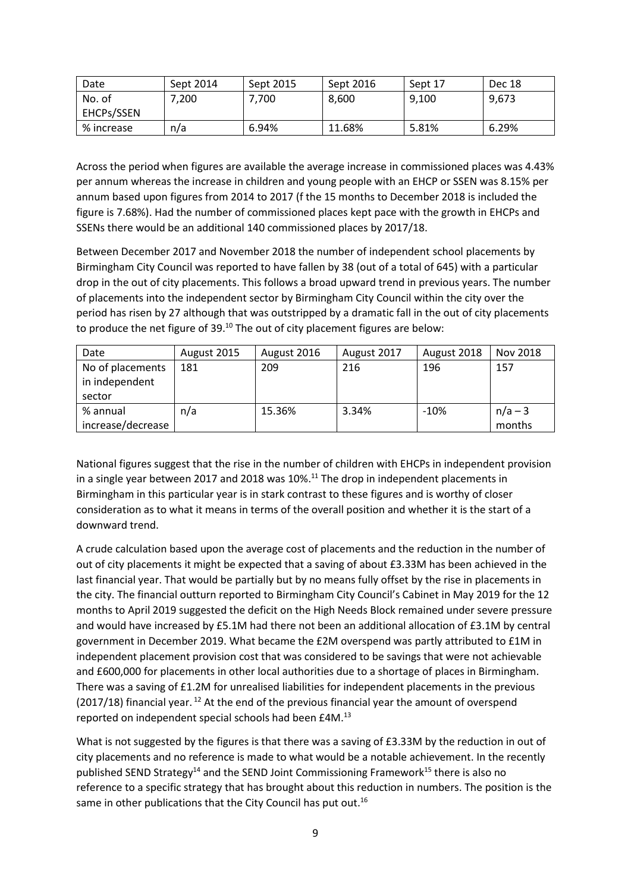| Date | Sept 2014 | Sept 2015 | Sept 2016 | Sept 17 | Dec 18 |
| --- | --- | --- | --- | --- | --- |
| No. of EHCPs/SSEN | 7,200 | 7,700 | 8,600 | 9,100 | 9,673 |
| % increase | n/a | 6.94% | 11.68% | 5.81% | 6.29% |

Across the period when figures are available the average increase in commissioned places was 4.43% per annum whereas the increase in children and young people with an EHCP or SSEN was 8.15% per annum based upon figures from 2014 to 2017 (f the 15 months to December 2018 is included the figure is 7.68%). Had the number of commissioned places kept pace with the growth in EHCPs and SSENs there would be an additional 140 commissioned places by 2017/18.

Between December 2017 and November 2018 the number of independent school placements by Birmingham City Council was reported to have fallen by 38 (out of a total of 645) with a particular drop in the out of city placements. This follows a broad upward trend in previous years. The number of placements into the independent sector by Birmingham City Council within the city over the period has risen by 27 although that was outstripped by a dramatic fall in the out of city placements to produce the net figure of 39.[10] The out of city placement figures are below:

| Date | August 2015 | August 2016 | August 2017 | August 2018 | Nov 2018 |
| --- | --- | --- | --- | --- | --- |
| No of placements in independent sector | 181 | 209 | 216 | 196 | 157 |
| % annual increase/decrease | n/a | 15.36% | 3.34% | -10% | n/a – 3 months |

National figures suggest that the rise in the number of children with EHCPs in independent provision in a single year between 2017 and 2018 was 10%.[11] The drop in independent placements in Birmingham in this particular year is in stark contrast to these figures and is worthy of closer consideration as to what it means in terms of the overall position and whether it is the start of a downward trend.

A crude calculation based upon the average cost of placements and the reduction in the number of out of city placements it might be expected that a saving of about £3.33M has been achieved in the last financial year. That would be partially but by no means fully offset by the rise in placements in the city. The financial outturn reported to Birmingham City Council's Cabinet in May 2019 for the 12 months to April 2019 suggested the deficit on the High Needs Block remained under severe pressure and would have increased by £5.1M had there not been an additional allocation of £3.1M by central government in December 2019. What became the £2M overspend was partly attributed to £1M in independent placement provision cost that was considered to be savings that were not achievable and £600,000 for placements in other local authorities due to a shortage of places in Birmingham. There was a saving of £1.2M for unrealised liabilities for independent placements in the previous (2017/18) financial year. [12] At the end of the previous financial year the amount of overspend reported on independent special schools had been £4M.[13]

What is not suggested by the figures is that there was a saving of £3.33M by the reduction in out of city placements and no reference is made to what would be a notable achievement. In the recently published SEND Strategy[14] and the SEND Joint Commissioning Framework[15] there is also no reference to a specific strategy that has brought about this reduction in numbers. The position is the same in other publications that the City Council has put out.[16]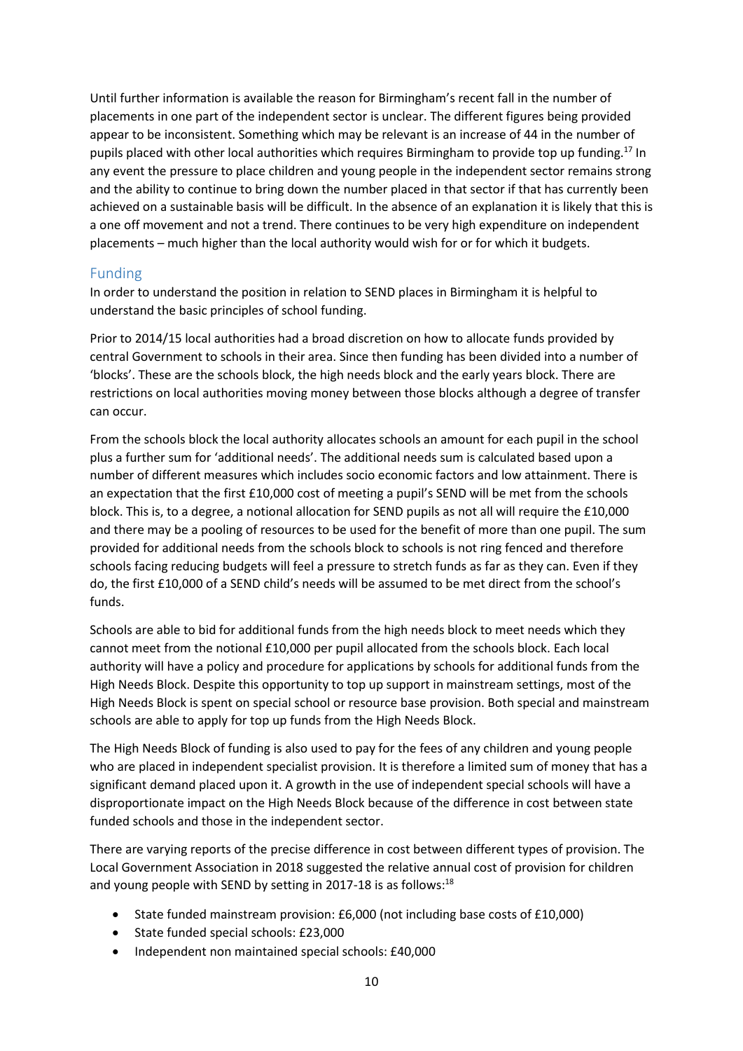Until further information is available the reason for Birmingham's recent fall in the number of placements in one part of the independent sector is unclear. The different figures being provided appear to be inconsistent. Something which may be relevant is an increase of 44 in the number of pupils placed with other local authorities which requires Birmingham to provide top up funding.[17] In any event the pressure to place children and young people in the independent sector remains strong and the ability to continue to bring down the number placed in that sector if that has currently been achieved on a sustainable basis will be difficult. In the absence of an explanation it is likely that this is a one off movement and not a trend. There continues to be very high expenditure on independent placements – much higher than the local authority would wish for or for which it budgets.

## Funding

In order to understand the position in relation to SEND places in Birmingham it is helpful to understand the basic principles of school funding.

Prior to 2014/15 local authorities had a broad discretion on how to allocate funds provided by central Government to schools in their area. Since then funding has been divided into a number of 'blocks'. These are the schools block, the high needs block and the early years block. There are restrictions on local authorities moving money between those blocks although a degree of transfer can occur.

From the schools block the local authority allocates schools an amount for each pupil in the school plus a further sum for 'additional needs'. The additional needs sum is calculated based upon a number of different measures which includes socio economic factors and low attainment. There is an expectation that the first £10,000 cost of meeting a pupil's SEND will be met from the schools block. This is, to a degree, a notional allocation for SEND pupils as not all will require the £10,000 and there may be a pooling of resources to be used for the benefit of more than one pupil. The sum provided for additional needs from the schools block to schools is not ring fenced and therefore schools facing reducing budgets will feel a pressure to stretch funds as far as they can. Even if they do, the first £10,000 of a SEND child's needs will be assumed to be met direct from the school's funds.

Schools are able to bid for additional funds from the high needs block to meet needs which they cannot meet from the notional £10,000 per pupil allocated from the schools block. Each local authority will have a policy and procedure for applications by schools for additional funds from the High Needs Block. Despite this opportunity to top up support in mainstream settings, most of the High Needs Block is spent on special school or resource base provision. Both special and mainstream schools are able to apply for top up funds from the High Needs Block.

The High Needs Block of funding is also used to pay for the fees of any children and young people who are placed in independent specialist provision. It is therefore a limited sum of money that has a significant demand placed upon it. A growth in the use of independent special schools will have a disproportionate impact on the High Needs Block because of the difference in cost between state funded schools and those in the independent sector.

There are varying reports of the precise difference in cost between different types of provision. The Local Government Association in 2018 suggested the relative annual cost of provision for children and young people with SEND by setting in 2017-18 is as follows:[18]

- State funded mainstream provision: £6,000 (not including base costs of £10,000)
- State funded special schools: £23,000
- Independent non maintained special schools: £40,000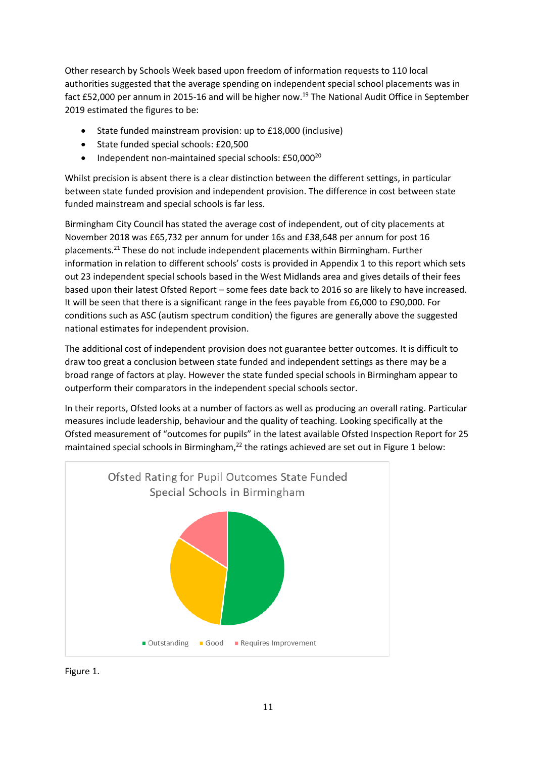Other research by Schools Week based upon freedom of information requests to 110 local authorities suggested that the average spending on independent special school placements was in fact £52,000 per annum in 2015-16 and will be higher now.[19] The National Audit Office in September 2019 estimated the figures to be:

- State funded mainstream provision: up to £18,000 (inclusive)
- State funded special schools: £20,500
- Independent non-maintained special schools: £50,000[20]

Whilst precision is absent there is a clear distinction between the different settings, in particular between state funded provision and independent provision. The difference in cost between state funded mainstream and special schools is far less.

Birmingham City Council has stated the average cost of independent, out of city placements at November 2018 was £65,732 per annum for under 16s and £38,648 per annum for post 16 placements.[21] These do not include independent placements within Birmingham. Further information in relation to different schools' costs is provided in Appendix 1 to this report which sets out 23 independent special schools based in the West Midlands area and gives details of their fees based upon their latest Ofsted Report – some fees date back to 2016 so are likely to have increased. It will be seen that there is a significant range in the fees payable from £6,000 to £90,000. For conditions such as ASC (autism spectrum condition) the figures are generally above the suggested national estimates for independent provision.

The additional cost of independent provision does not guarantee better outcomes. It is difficult to draw too great a conclusion between state funded and independent settings as there may be a broad range of factors at play. However the state funded special schools in Birmingham appear to outperform their comparators in the independent special schools sector.

In their reports, Ofsted looks at a number of factors as well as producing an overall rating. Particular measures include leadership, behaviour and the quality of teaching. Looking specifically at the Ofsted measurement of "outcomes for pupils" in the latest available Ofsted Inspection Report for 25 maintained special schools in Birmingham,[22] the ratings achieved are set out in Figure 1 below:

Ofsted Rating for Pupil Outcomes State Funded Special Schools in Birmingham

Outstanding · Good · Requires Improvement

Figure 1.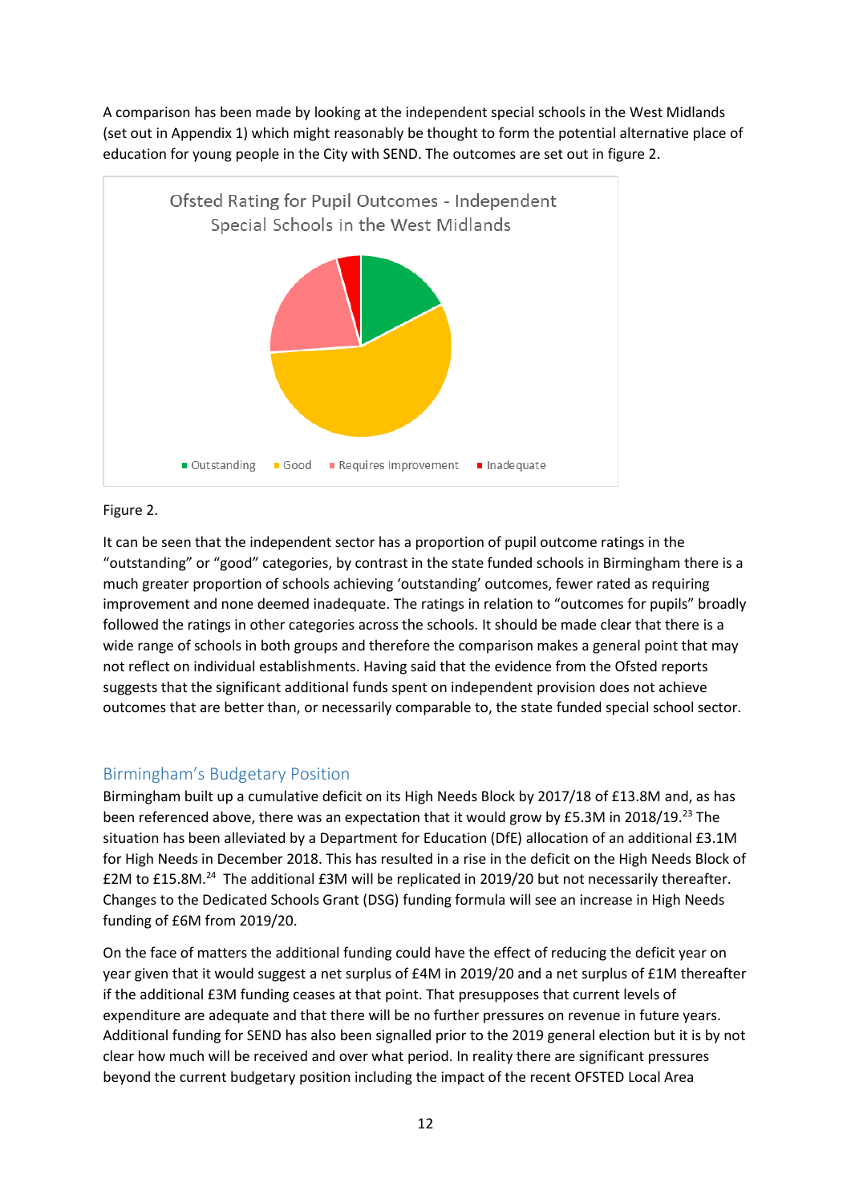A comparison has been made by looking at the independent special schools in the West Midlands (set out in Appendix 1) which might reasonably be thought to form the potential alternative place of education for young people in the City with SEND. The outcomes are set out in figure 2.

Ofsted Rating for Pupil Outcomes - Independent Special Schools in the West Midlands

Outstanding · Good · Requires Improvement · Inadequate

Figure 2.

It can be seen that the independent sector has a proportion of pupil outcome ratings in the "outstanding" or "good" categories, by contrast in the state funded schools in Birmingham there is a much greater proportion of schools achieving 'outstanding' outcomes, fewer rated as requiring improvement and none deemed inadequate. The ratings in relation to "outcomes for pupils" broadly followed the ratings in other categories across the schools. It should be made clear that there is a wide range of schools in both groups and therefore the comparison makes a general point that may not reflect on individual establishments. Having said that the evidence from the Ofsted reports suggests that the significant additional funds spent on independent provision does not achieve outcomes that are better than, or necessarily comparable to, the state funded special school sector.

## Birmingham's Budgetary Position

Birmingham built up a cumulative deficit on its High Needs Block by 2017/18 of £13.8M and, as has been referenced above, there was an expectation that it would grow by £5.3M in 2018/19.[23] The situation has been alleviated by a Department for Education (DfE) allocation of an additional £3.1M for High Needs in December 2018. This has resulted in a rise in the deficit on the High Needs Block of £2M to £15.8M.[24] The additional £3M will be replicated in 2019/20 but not necessarily thereafter. Changes to the Dedicated Schools Grant (DSG) funding formula will see an increase in High Needs funding of £6M from 2019/20.

On the face of matters the additional funding could have the effect of reducing the deficit year on year given that it would suggest a net surplus of £4M in 2019/20 and a net surplus of £1M thereafter if the additional £3M funding ceases at that point. That presupposes that current levels of expenditure are adequate and that there will be no further pressures on revenue in future years. Additional funding for SEND has also been signalled prior to the 2019 general election but it is by not clear how much will be received and over what period. In reality there are significant pressures beyond the current budgetary position including the impact of the recent OFSTED Local Area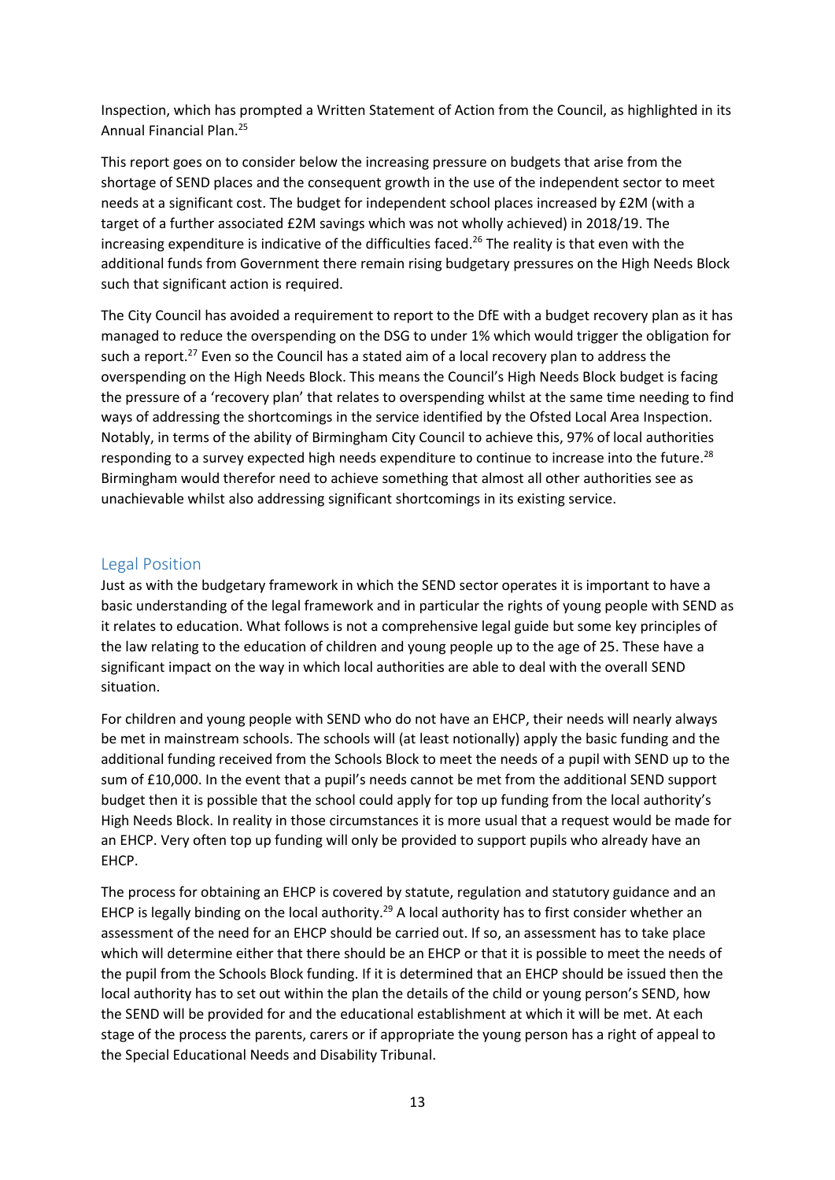Inspection, which has prompted a Written Statement of Action from the Council, as highlighted in its Annual Financial Plan.[25]

This report goes on to consider below the increasing pressure on budgets that arise from the shortage of SEND places and the consequent growth in the use of the independent sector to meet needs at a significant cost. The budget for independent school places increased by £2M (with a target of a further associated £2M savings which was not wholly achieved) in 2018/19. The increasing expenditure is indicative of the difficulties faced.[26] The reality is that even with the additional funds from Government there remain rising budgetary pressures on the High Needs Block such that significant action is required.

The City Council has avoided a requirement to report to the DfE with a budget recovery plan as it has managed to reduce the overspending on the DSG to under 1% which would trigger the obligation for such a report.[27] Even so the Council has a stated aim of a local recovery plan to address the overspending on the High Needs Block. This means the Council's High Needs Block budget is facing the pressure of a 'recovery plan' that relates to overspending whilst at the same time needing to find ways of addressing the shortcomings in the service identified by the Ofsted Local Area Inspection. Notably, in terms of the ability of Birmingham City Council to achieve this, 97% of local authorities responding to a survey expected high needs expenditure to continue to increase into the future.[28] Birmingham would therefor need to achieve something that almost all other authorities see as unachievable whilst also addressing significant shortcomings in its existing service.

## Legal Position

Just as with the budgetary framework in which the SEND sector operates it is important to have a basic understanding of the legal framework and in particular the rights of young people with SEND as it relates to education. What follows is not a comprehensive legal guide but some key principles of the law relating to the education of children and young people up to the age of 25. These have a significant impact on the way in which local authorities are able to deal with the overall SEND situation.

For children and young people with SEND who do not have an EHCP, their needs will nearly always be met in mainstream schools. The schools will (at least notionally) apply the basic funding and the additional funding received from the Schools Block to meet the needs of a pupil with SEND up to the sum of £10,000. In the event that a pupil's needs cannot be met from the additional SEND support budget then it is possible that the school could apply for top up funding from the local authority's High Needs Block. In reality in those circumstances it is more usual that a request would be made for an EHCP. Very often top up funding will only be provided to support pupils who already have an EHCP.

The process for obtaining an EHCP is covered by statute, regulation and statutory guidance and an EHCP is legally binding on the local authority.[29] A local authority has to first consider whether an assessment of the need for an EHCP should be carried out. If so, an assessment has to take place which will determine either that there should be an EHCP or that it is possible to meet the needs of the pupil from the Schools Block funding. If it is determined that an EHCP should be issued then the local authority has to set out within the plan the details of the child or young person's SEND, how the SEND will be provided for and the educational establishment at which it will be met. At each stage of the process the parents, carers or if appropriate the young person has a right of appeal to the Special Educational Needs and Disability Tribunal.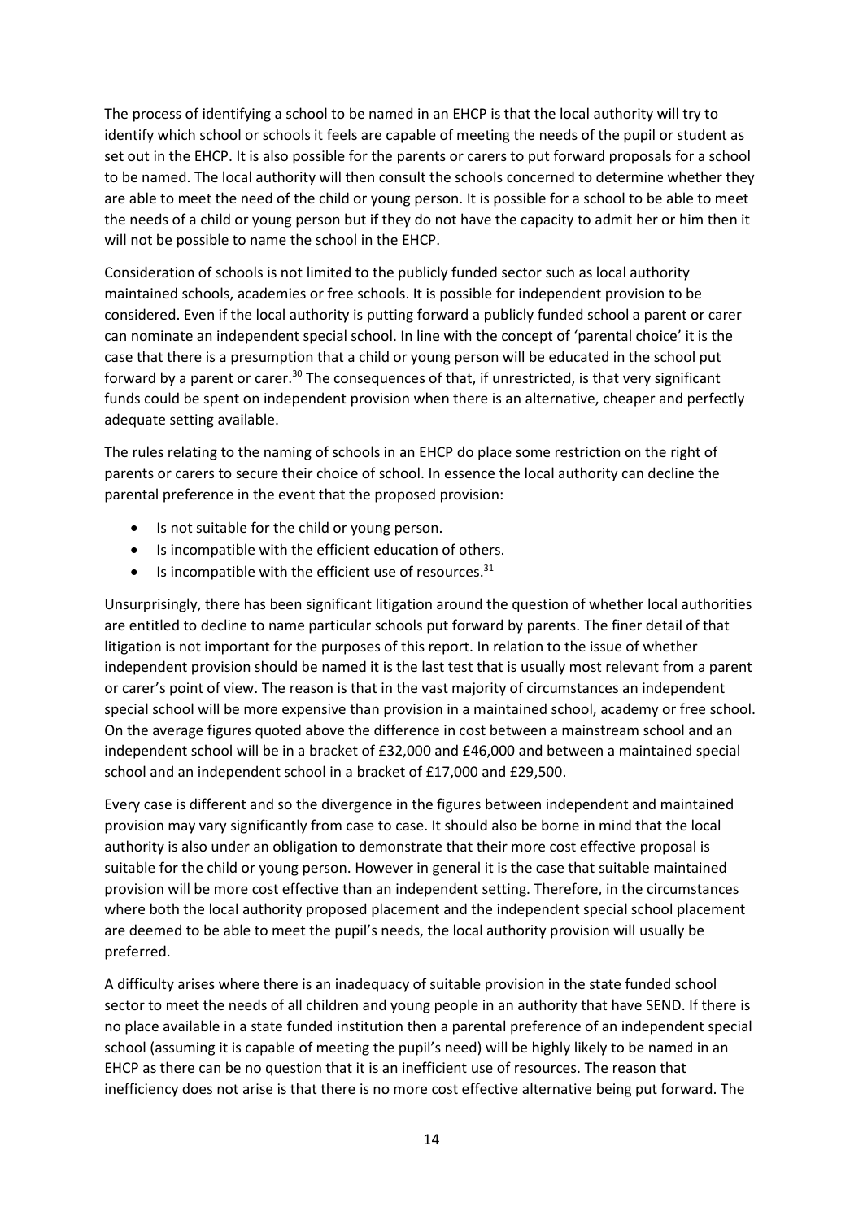The process of identifying a school to be named in an EHCP is that the local authority will try to identify which school or schools it feels are capable of meeting the needs of the pupil or student as set out in the EHCP. It is also possible for the parents or carers to put forward proposals for a school to be named. The local authority will then consult the schools concerned to determine whether they are able to meet the need of the child or young person. It is possible for a school to be able to meet the needs of a child or young person but if they do not have the capacity to admit her or him then it will not be possible to name the school in the EHCP.

Consideration of schools is not limited to the publicly funded sector such as local authority maintained schools, academies or free schools. It is possible for independent provision to be considered. Even if the local authority is putting forward a publicly funded school a parent or carer can nominate an independent special school. In line with the concept of 'parental choice' it is the case that there is a presumption that a child or young person will be educated in the school put forward by a parent or carer.[30] The consequences of that, if unrestricted, is that very significant funds could be spent on independent provision when there is an alternative, cheaper and perfectly adequate setting available.

The rules relating to the naming of schools in an EHCP do place some restriction on the right of parents or carers to secure their choice of school. In essence the local authority can decline the parental preference in the event that the proposed provision:

- Is not suitable for the child or young person.
- Is incompatible with the efficient education of others.
- Is incompatible with the efficient use of resources.[31]

Unsurprisingly, there has been significant litigation around the question of whether local authorities are entitled to decline to name particular schools put forward by parents. The finer detail of that litigation is not important for the purposes of this report. In relation to the issue of whether independent provision should be named it is the last test that is usually most relevant from a parent or carer's point of view. The reason is that in the vast majority of circumstances an independent special school will be more expensive than provision in a maintained school, academy or free school. On the average figures quoted above the difference in cost between a mainstream school and an independent school will be in a bracket of £32,000 and £46,000 and between a maintained special school and an independent school in a bracket of £17,000 and £29,500.

Every case is different and so the divergence in the figures between independent and maintained provision may vary significantly from case to case. It should also be borne in mind that the local authority is also under an obligation to demonstrate that their more cost effective proposal is suitable for the child or young person. However in general it is the case that suitable maintained provision will be more cost effective than an independent setting. Therefore, in the circumstances where both the local authority proposed placement and the independent special school placement are deemed to be able to meet the pupil's needs, the local authority provision will usually be preferred.

A difficulty arises where there is an inadequacy of suitable provision in the state funded school sector to meet the needs of all children and young people in an authority that have SEND. If there is no place available in a state funded institution then a parental preference of an independent special school (assuming it is capable of meeting the pupil's need) will be highly likely to be named in an EHCP as there can be no question that it is an inefficient use of resources. The reason that inefficiency does not arise is that there is no more cost effective alternative being put forward. The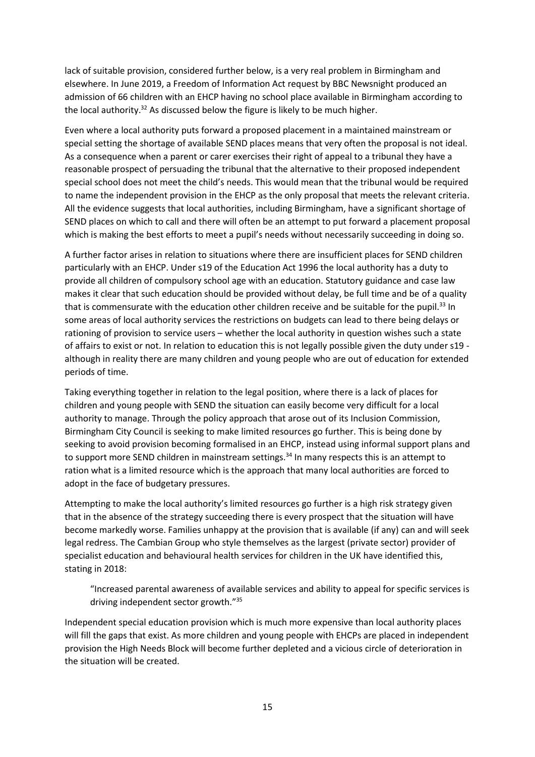lack of suitable provision, considered further below, is a very real problem in Birmingham and elsewhere. In June 2019, a Freedom of Information Act request by BBC Newsnight produced an admission of 66 children with an EHCP having no school place available in Birmingham according to the local authority.[32] As discussed below the figure is likely to be much higher.

Even where a local authority puts forward a proposed placement in a maintained mainstream or special setting the shortage of available SEND places means that very often the proposal is not ideal. As a consequence when a parent or carer exercises their right of appeal to a tribunal they have a reasonable prospect of persuading the tribunal that the alternative to their proposed independent special school does not meet the child's needs. This would mean that the tribunal would be required to name the independent provision in the EHCP as the only proposal that meets the relevant criteria. All the evidence suggests that local authorities, including Birmingham, have a significant shortage of SEND places on which to call and there will often be an attempt to put forward a placement proposal which is making the best efforts to meet a pupil's needs without necessarily succeeding in doing so.

A further factor arises in relation to situations where there are insufficient places for SEND children particularly with an EHCP. Under s19 of the Education Act 1996 the local authority has a duty to provide all children of compulsory school age with an education. Statutory guidance and case law makes it clear that such education should be provided without delay, be full time and be of a quality that is commensurate with the education other children receive and be suitable for the pupil.[33] In some areas of local authority services the restrictions on budgets can lead to there being delays or rationing of provision to service users – whether the local authority in question wishes such a state of affairs to exist or not. In relation to education this is not legally possible given the duty under s19 - although in reality there are many children and young people who are out of education for extended periods of time.

Taking everything together in relation to the legal position, where there is a lack of places for children and young people with SEND the situation can easily become very difficult for a local authority to manage. Through the policy approach that arose out of its Inclusion Commission, Birmingham City Council is seeking to make limited resources go further. This is being done by seeking to avoid provision becoming formalised in an EHCP, instead using informal support plans and to support more SEND children in mainstream settings.[34] In many respects this is an attempt to ration what is a limited resource which is the approach that many local authorities are forced to adopt in the face of budgetary pressures.

Attempting to make the local authority's limited resources go further is a high risk strategy given that in the absence of the strategy succeeding there is every prospect that the situation will have become markedly worse. Families unhappy at the provision that is available (if any) can and will seek legal redress. The Cambian Group who style themselves as the largest (private sector) provider of specialist education and behavioural health services for children in the UK have identified this, stating in 2018:

> "Increased parental awareness of available services and ability to appeal for specific services is driving independent sector growth."[35]

Independent special education provision which is much more expensive than local authority places will fill the gaps that exist. As more children and young people with EHCPs are placed in independent provision the High Needs Block will become further depleted and a vicious circle of deterioration in the situation will be created.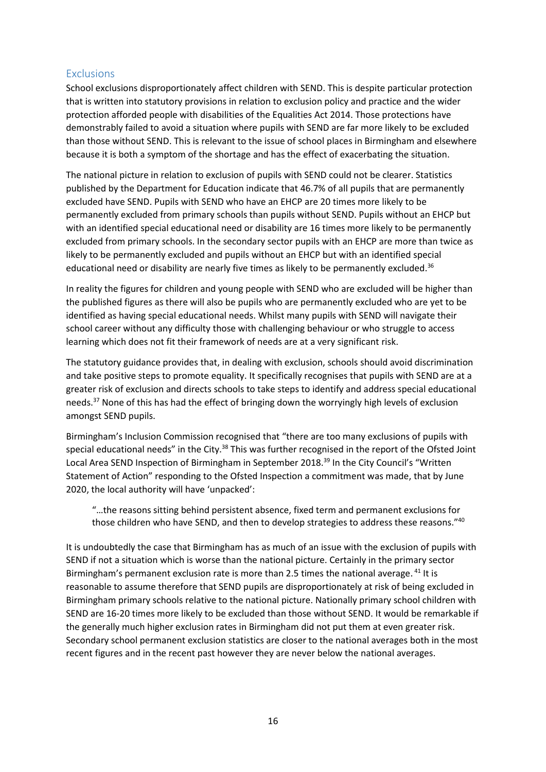## Exclusions

School exclusions disproportionately affect children with SEND. This is despite particular protection that is written into statutory provisions in relation to exclusion policy and practice and the wider protection afforded people with disabilities of the Equalities Act 2014. Those protections have demonstrably failed to avoid a situation where pupils with SEND are far more likely to be excluded than those without SEND. This is relevant to the issue of school places in Birmingham and elsewhere because it is both a symptom of the shortage and has the effect of exacerbating the situation.

The national picture in relation to exclusion of pupils with SEND could not be clearer. Statistics published by the Department for Education indicate that 46.7% of all pupils that are permanently excluded have SEND. Pupils with SEND who have an EHCP are 20 times more likely to be permanently excluded from primary schools than pupils without SEND. Pupils without an EHCP but with an identified special educational need or disability are 16 times more likely to be permanently excluded from primary schools. In the secondary sector pupils with an EHCP are more than twice as likely to be permanently excluded and pupils without an EHCP but with an identified special educational need or disability are nearly five times as likely to be permanently excluded.[36]

In reality the figures for children and young people with SEND who are excluded will be higher than the published figures as there will also be pupils who are permanently excluded who are yet to be identified as having special educational needs. Whilst many pupils with SEND will navigate their school career without any difficulty those with challenging behaviour or who struggle to access learning which does not fit their framework of needs are at a very significant risk.

The statutory guidance provides that, in dealing with exclusion, schools should avoid discrimination and take positive steps to promote equality. It specifically recognises that pupils with SEND are at a greater risk of exclusion and directs schools to take steps to identify and address special educational needs.[37] None of this has had the effect of bringing down the worryingly high levels of exclusion amongst SEND pupils.

Birmingham's Inclusion Commission recognised that "there are too many exclusions of pupils with special educational needs" in the City.[38] This was further recognised in the report of the Ofsted Joint Local Area SEND Inspection of Birmingham in September 2018.[39] In the City Council's "Written Statement of Action" responding to the Ofsted Inspection a commitment was made, that by June 2020, the local authority will have 'unpacked':

> "…the reasons sitting behind persistent absence, fixed term and permanent exclusions for those children who have SEND, and then to develop strategies to address these reasons."[40]

It is undoubtedly the case that Birmingham has as much of an issue with the exclusion of pupils with SEND if not a situation which is worse than the national picture. Certainly in the primary sector Birmingham's permanent exclusion rate is more than 2.5 times the national average. [41] It is reasonable to assume therefore that SEND pupils are disproportionately at risk of being excluded in Birmingham primary schools relative to the national picture. Nationally primary school children with SEND are 16-20 times more likely to be excluded than those without SEND. It would be remarkable if the generally much higher exclusion rates in Birmingham did not put them at even greater risk. Secondary school permanent exclusion statistics are closer to the national averages both in the most recent figures and in the recent past however they are never below the national averages.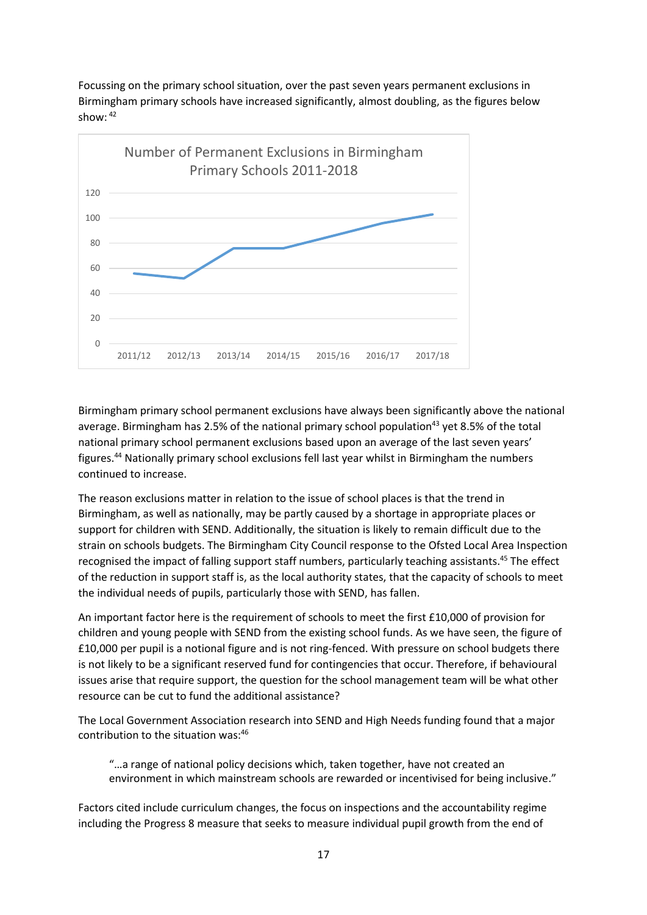Focussing on the primary school situation, over the past seven years permanent exclusions in Birmingham primary schools have increased significantly, almost doubling, as the figures below show: [42]

Number of Permanent Exclusions in Birmingham Primary Schools 2011-2018

Birmingham primary school permanent exclusions have always been significantly above the national average. Birmingham has 2.5% of the national primary school population[43] yet 8.5% of the total national primary school permanent exclusions based upon an average of the last seven years' figures.[44] Nationally primary school exclusions fell last year whilst in Birmingham the numbers continued to increase.

The reason exclusions matter in relation to the issue of school places is that the trend in Birmingham, as well as nationally, may be partly caused by a shortage in appropriate places or support for children with SEND. Additionally, the situation is likely to remain difficult due to the strain on schools budgets. The Birmingham City Council response to the Ofsted Local Area Inspection recognised the impact of falling support staff numbers, particularly teaching assistants.[45] The effect of the reduction in support staff is, as the local authority states, that the capacity of schools to meet the individual needs of pupils, particularly those with SEND, has fallen.

An important factor here is the requirement of schools to meet the first £10,000 of provision for children and young people with SEND from the existing school funds. As we have seen, the figure of £10,000 per pupil is a notional figure and is not ring-fenced. With pressure on school budgets there is not likely to be a significant reserved fund for contingencies that occur. Therefore, if behavioural issues arise that require support, the question for the school management team will be what other resource can be cut to fund the additional assistance?

The Local Government Association research into SEND and High Needs funding found that a major contribution to the situation was:[46]

> "…a range of national policy decisions which, taken together, have not created an environment in which mainstream schools are rewarded or incentivised for being inclusive."

Factors cited include curriculum changes, the focus on inspections and the accountability regime including the Progress 8 measure that seeks to measure individual pupil growth from the end of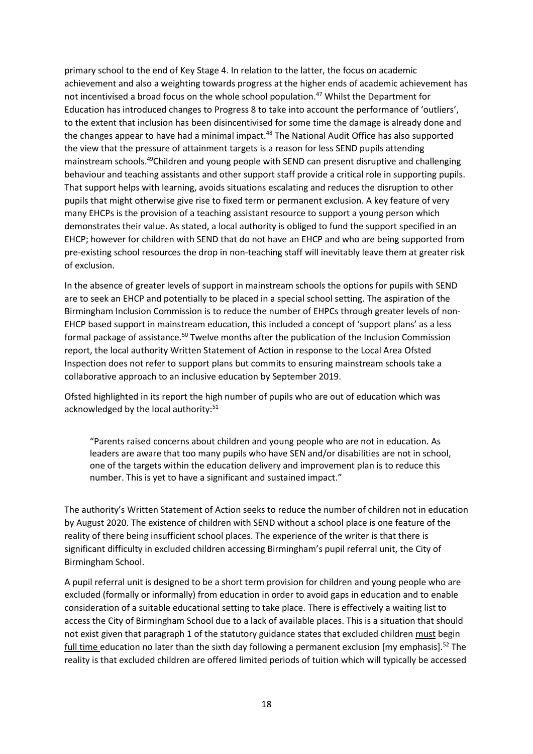primary school to the end of Key Stage 4. In relation to the latter, the focus on academic achievement and also a weighting towards progress at the higher ends of academic achievement has not incentivised a broad focus on the whole school population.[47] Whilst the Department for Education has introduced changes to Progress 8 to take into account the performance of 'outliers', to the extent that inclusion has been disincentivised for some time the damage is already done and the changes appear to have had a minimal impact.[48] The National Audit Office has also supported the view that the pressure of attainment targets is a reason for less SEND pupils attending mainstream schools.[49] Children and young people with SEND can present disruptive and challenging behaviour and teaching assistants and other support staff provide a critical role in supporting pupils. That support helps with learning, avoids situations escalating and reduces the disruption to other pupils that might otherwise give rise to fixed term or permanent exclusion. A key feature of very many EHCPs is the provision of a teaching assistant resource to support a young person which demonstrates their value. As stated, a local authority is obliged to fund the support specified in an EHCP; however for children with SEND that do not have an EHCP and who are being supported from pre-existing school resources the drop in non-teaching staff will inevitably leave them at greater risk of exclusion.

In the absence of greater levels of support in mainstream schools the options for pupils with SEND are to seek an EHCP and potentially to be placed in a special school setting. The aspiration of the Birmingham Inclusion Commission is to reduce the number of EHPCs through greater levels of non-EHCP based support in mainstream education, this included a concept of 'support plans' as a less formal package of assistance.[50] Twelve months after the publication of the Inclusion Commission report, the local authority Written Statement of Action in response to the Local Area Ofsted Inspection does not refer to support plans but commits to ensuring mainstream schools take a collaborative approach to an inclusive education by September 2019.

Ofsted highlighted in its report the high number of pupils who are out of education which was acknowledged by the local authority:[51]

> "Parents raised concerns about children and young people who are not in education. As leaders are aware that too many pupils who have SEN and/or disabilities are not in school, one of the targets within the education delivery and improvement plan is to reduce this number. This is yet to have a significant and sustained impact."

The authority's Written Statement of Action seeks to reduce the number of children not in education by August 2020. The existence of children with SEND without a school place is one feature of the reality of there being insufficient school places. The experience of the writer is that there is significant difficulty in excluded children accessing Birmingham's pupil referral unit, the City of Birmingham School.

A pupil referral unit is designed to be a short term provision for children and young people who are excluded (formally or informally) from education in order to avoid gaps in education and to enable consideration of a suitable educational setting to take place. There is effectively a waiting list to access the City of Birmingham School due to a lack of available places. This is a situation that should not exist given that paragraph 1 of the statutory guidance states that excluded children <u>must</u> begin <u>full time</u> education no later than the sixth day following a permanent exclusion [my emphasis].[52] The reality is that excluded children are offered limited periods of tuition which will typically be accessed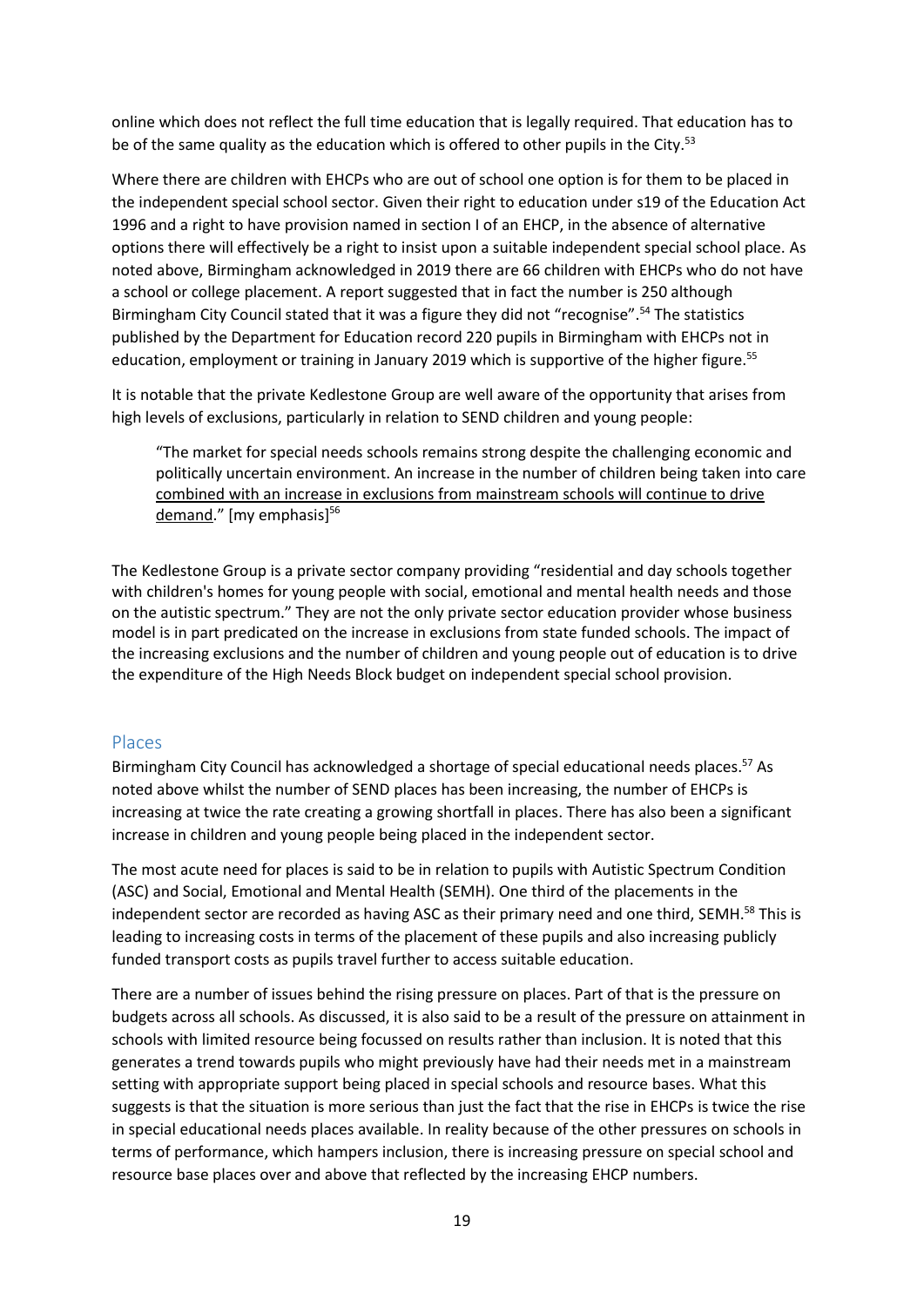online which does not reflect the full time education that is legally required. That education has to be of the same quality as the education which is offered to other pupils in the City.[53]

Where there are children with EHCPs who are out of school one option is for them to be placed in the independent special school sector. Given their right to education under s19 of the Education Act 1996 and a right to have provision named in section I of an EHCP, in the absence of alternative options there will effectively be a right to insist upon a suitable independent special school place. As noted above, Birmingham acknowledged in 2019 there are 66 children with EHCPs who do not have a school or college placement. A report suggested that in fact the number is 250 although Birmingham City Council stated that it was a figure they did not "recognise".[54] The statistics published by the Department for Education record 220 pupils in Birmingham with EHCPs not in education, employment or training in January 2019 which is supportive of the higher figure.[55]

It is notable that the private Kedlestone Group are well aware of the opportunity that arises from high levels of exclusions, particularly in relation to SEND children and young people:

> "The market for special needs schools remains strong despite the challenging economic and politically uncertain environment. An increase in the number of children being taken into care <u>combined with an increase in exclusions from mainstream schools will continue to drive demand</u>." [my emphasis][56]

The Kedlestone Group is a private sector company providing "residential and day schools together with children's homes for young people with social, emotional and mental health needs and those on the autistic spectrum." They are not the only private sector education provider whose business model is in part predicated on the increase in exclusions from state funded schools. The impact of the increasing exclusions and the number of children and young people out of education is to drive the expenditure of the High Needs Block budget on independent special school provision.

## Places

Birmingham City Council has acknowledged a shortage of special educational needs places.[57] As noted above whilst the number of SEND places has been increasing, the number of EHCPs is increasing at twice the rate creating a growing shortfall in places. There has also been a significant increase in children and young people being placed in the independent sector.

The most acute need for places is said to be in relation to pupils with Autistic Spectrum Condition (ASC) and Social, Emotional and Mental Health (SEMH). One third of the placements in the independent sector are recorded as having ASC as their primary need and one third, SEMH.[58] This is leading to increasing costs in terms of the placement of these pupils and also increasing publicly funded transport costs as pupils travel further to access suitable education.

There are a number of issues behind the rising pressure on places. Part of that is the pressure on budgets across all schools. As discussed, it is also said to be a result of the pressure on attainment in schools with limited resource being focussed on results rather than inclusion. It is noted that this generates a trend towards pupils who might previously have had their needs met in a mainstream setting with appropriate support being placed in special schools and resource bases. What this suggests is that the situation is more serious than just the fact that the rise in EHCPs is twice the rise in special educational needs places available. In reality because of the other pressures on schools in terms of performance, which hampers inclusion, there is increasing pressure on special school and resource base places over and above that reflected by the increasing EHCP numbers.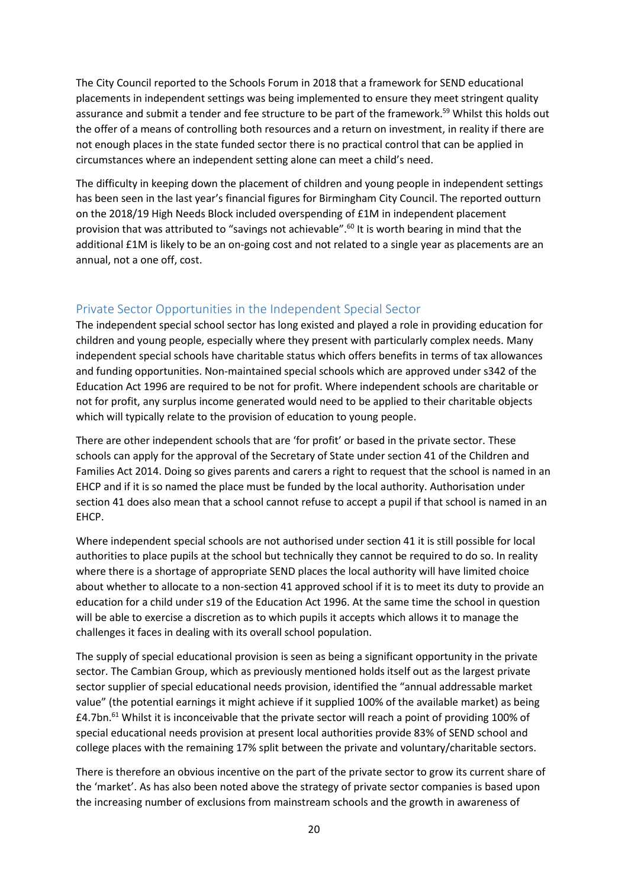The City Council reported to the Schools Forum in 2018 that a framework for SEND educational placements in independent settings was being implemented to ensure they meet stringent quality assurance and submit a tender and fee structure to be part of the framework.[59] Whilst this holds out the offer of a means of controlling both resources and a return on investment, in reality if there are not enough places in the state funded sector there is no practical control that can be applied in circumstances where an independent setting alone can meet a child's need.

The difficulty in keeping down the placement of children and young people in independent settings has been seen in the last year's financial figures for Birmingham City Council. The reported outturn on the 2018/19 High Needs Block included overspending of £1M in independent placement provision that was attributed to "savings not achievable".[60] It is worth bearing in mind that the additional £1M is likely to be an on-going cost and not related to a single year as placements are an annual, not a one off, cost.

## Private Sector Opportunities in the Independent Special Sector

The independent special school sector has long existed and played a role in providing education for children and young people, especially where they present with particularly complex needs. Many independent special schools have charitable status which offers benefits in terms of tax allowances and funding opportunities. Non-maintained special schools which are approved under s342 of the Education Act 1996 are required to be not for profit. Where independent schools are charitable or not for profit, any surplus income generated would need to be applied to their charitable objects which will typically relate to the provision of education to young people.

There are other independent schools that are 'for profit' or based in the private sector. These schools can apply for the approval of the Secretary of State under section 41 of the Children and Families Act 2014. Doing so gives parents and carers a right to request that the school is named in an EHCP and if it is so named the place must be funded by the local authority. Authorisation under section 41 does also mean that a school cannot refuse to accept a pupil if that school is named in an EHCP.

Where independent special schools are not authorised under section 41 it is still possible for local authorities to place pupils at the school but technically they cannot be required to do so. In reality where there is a shortage of appropriate SEND places the local authority will have limited choice about whether to allocate to a non-section 41 approved school if it is to meet its duty to provide an education for a child under s19 of the Education Act 1996. At the same time the school in question will be able to exercise a discretion as to which pupils it accepts which allows it to manage the challenges it faces in dealing with its overall school population.

The supply of special educational provision is seen as being a significant opportunity in the private sector. The Cambian Group, which as previously mentioned holds itself out as the largest private sector supplier of special educational needs provision, identified the "annual addressable market value" (the potential earnings it might achieve if it supplied 100% of the available market) as being £4.7bn.[61] Whilst it is inconceivable that the private sector will reach a point of providing 100% of special educational needs provision at present local authorities provide 83% of SEND school and college places with the remaining 17% split between the private and voluntary/charitable sectors.

There is therefore an obvious incentive on the part of the private sector to grow its current share of the 'market'. As has also been noted above the strategy of private sector companies is based upon the increasing number of exclusions from mainstream schools and the growth in awareness of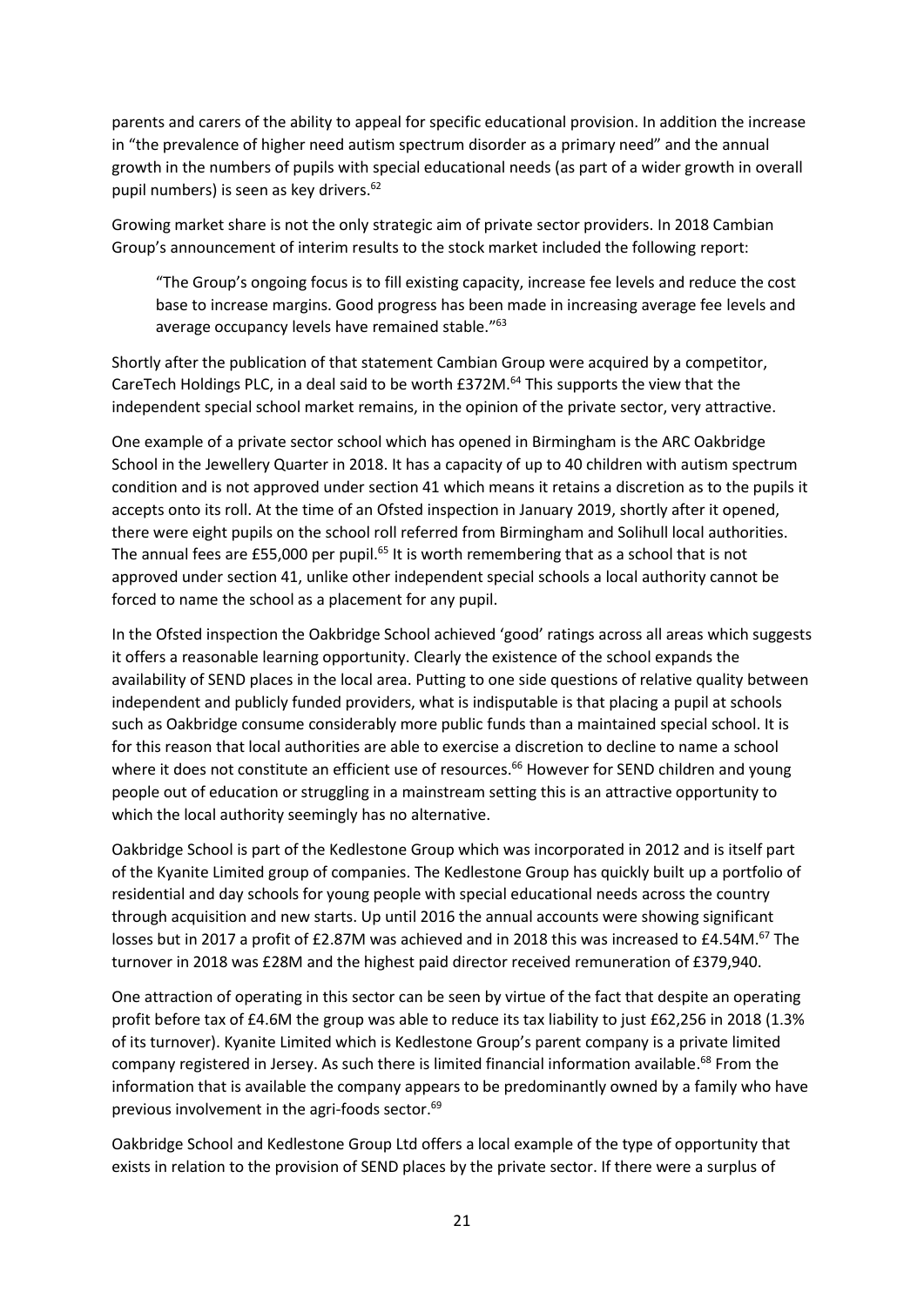parents and carers of the ability to appeal for specific educational provision. In addition the increase in "the prevalence of higher need autism spectrum disorder as a primary need" and the annual growth in the numbers of pupils with special educational needs (as part of a wider growth in overall pupil numbers) is seen as key drivers.[62]

Growing market share is not the only strategic aim of private sector providers. In 2018 Cambian Group's announcement of interim results to the stock market included the following report:

> "The Group's ongoing focus is to fill existing capacity, increase fee levels and reduce the cost base to increase margins. Good progress has been made in increasing average fee levels and average occupancy levels have remained stable."[63]

Shortly after the publication of that statement Cambian Group were acquired by a competitor, CareTech Holdings PLC, in a deal said to be worth £372M.[64] This supports the view that the independent special school market remains, in the opinion of the private sector, very attractive.

One example of a private sector school which has opened in Birmingham is the ARC Oakbridge School in the Jewellery Quarter in 2018. It has a capacity of up to 40 children with autism spectrum condition and is not approved under section 41 which means it retains a discretion as to the pupils it accepts onto its roll. At the time of an Ofsted inspection in January 2019, shortly after it opened, there were eight pupils on the school roll referred from Birmingham and Solihull local authorities. The annual fees are £55,000 per pupil.[65] It is worth remembering that as a school that is not approved under section 41, unlike other independent special schools a local authority cannot be forced to name the school as a placement for any pupil.

In the Ofsted inspection the Oakbridge School achieved 'good' ratings across all areas which suggests it offers a reasonable learning opportunity. Clearly the existence of the school expands the availability of SEND places in the local area. Putting to one side questions of relative quality between independent and publicly funded providers, what is indisputable is that placing a pupil at schools such as Oakbridge consume considerably more public funds than a maintained special school. It is for this reason that local authorities are able to exercise a discretion to decline to name a school where it does not constitute an efficient use of resources.[66] However for SEND children and young people out of education or struggling in a mainstream setting this is an attractive opportunity to which the local authority seemingly has no alternative.

Oakbridge School is part of the Kedlestone Group which was incorporated in 2012 and is itself part of the Kyanite Limited group of companies. The Kedlestone Group has quickly built up a portfolio of residential and day schools for young people with special educational needs across the country through acquisition and new starts. Up until 2016 the annual accounts were showing significant losses but in 2017 a profit of £2.87M was achieved and in 2018 this was increased to £4.54M.[67] The turnover in 2018 was £28M and the highest paid director received remuneration of £379,940.

One attraction of operating in this sector can be seen by virtue of the fact that despite an operating profit before tax of £4.6M the group was able to reduce its tax liability to just £62,256 in 2018 (1.3% of its turnover). Kyanite Limited which is Kedlestone Group's parent company is a private limited company registered in Jersey. As such there is limited financial information available.[68] From the information that is available the company appears to be predominantly owned by a family who have previous involvement in the agri-foods sector.[69]

Oakbridge School and Kedlestone Group Ltd offers a local example of the type of opportunity that exists in relation to the provision of SEND places by the private sector. If there were a surplus of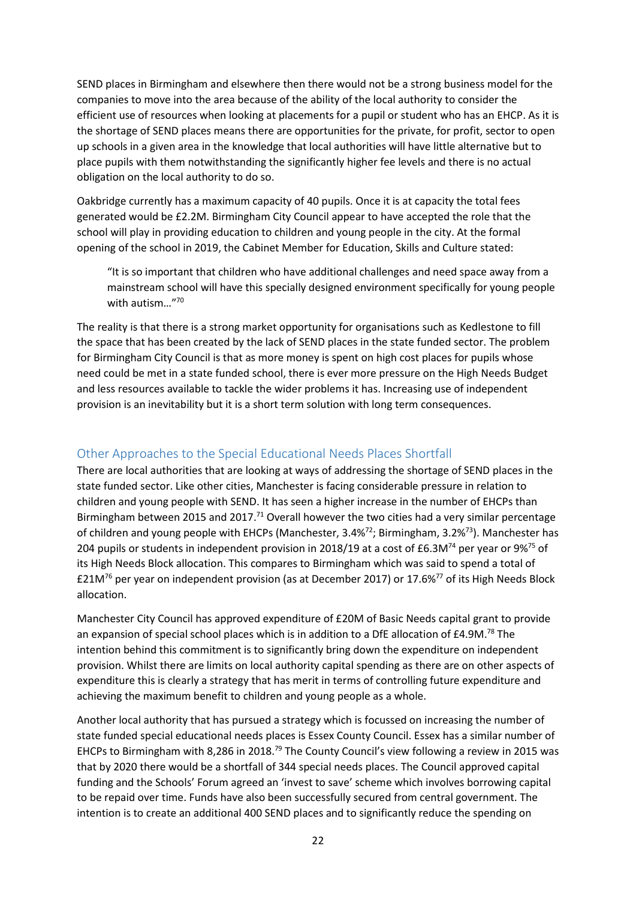SEND places in Birmingham and elsewhere then there would not be a strong business model for the companies to move into the area because of the ability of the local authority to consider the efficient use of resources when looking at placements for a pupil or student who has an EHCP. As it is the shortage of SEND places means there are opportunities for the private, for profit, sector to open up schools in a given area in the knowledge that local authorities will have little alternative but to place pupils with them notwithstanding the significantly higher fee levels and there is no actual obligation on the local authority to do so.

Oakbridge currently has a maximum capacity of 40 pupils. Once it is at capacity the total fees generated would be £2.2M. Birmingham City Council appear to have accepted the role that the school will play in providing education to children and young people in the city. At the formal opening of the school in 2019, the Cabinet Member for Education, Skills and Culture stated:

> "It is so important that children who have additional challenges and need space away from a mainstream school will have this specially designed environment specifically for young people with autism…"[70]

The reality is that there is a strong market opportunity for organisations such as Kedlestone to fill the space that has been created by the lack of SEND places in the state funded sector. The problem for Birmingham City Council is that as more money is spent on high cost places for pupils whose need could be met in a state funded school, there is ever more pressure on the High Needs Budget and less resources available to tackle the wider problems it has. Increasing use of independent provision is an inevitability but it is a short term solution with long term consequences.

## Other Approaches to the Special Educational Needs Places Shortfall

There are local authorities that are looking at ways of addressing the shortage of SEND places in the state funded sector. Like other cities, Manchester is facing considerable pressure in relation to children and young people with SEND. It has seen a higher increase in the number of EHCPs than Birmingham between 2015 and 2017.[71] Overall however the two cities had a very similar percentage of children and young people with EHCPs (Manchester, 3.4%[72]; Birmingham, 3.2%[73]). Manchester has 204 pupils or students in independent provision in 2018/19 at a cost of £6.3M[74] per year or 9%[75] of its High Needs Block allocation. This compares to Birmingham which was said to spend a total of £21M[76] per year on independent provision (as at December 2017) or 17.6%[77] of its High Needs Block allocation.

Manchester City Council has approved expenditure of £20M of Basic Needs capital grant to provide an expansion of special school places which is in addition to a DfE allocation of £4.9M.[78] The intention behind this commitment is to significantly bring down the expenditure on independent provision. Whilst there are limits on local authority capital spending as there are on other aspects of expenditure this is clearly a strategy that has merit in terms of controlling future expenditure and achieving the maximum benefit to children and young people as a whole.

Another local authority that has pursued a strategy which is focussed on increasing the number of state funded special educational needs places is Essex County Council. Essex has a similar number of EHCPs to Birmingham with 8,286 in 2018.[79] The County Council's view following a review in 2015 was that by 2020 there would be a shortfall of 344 special needs places. The Council approved capital funding and the Schools' Forum agreed an 'invest to save' scheme which involves borrowing capital to be repaid over time. Funds have also been successfully secured from central government. The intention is to create an additional 400 SEND places and to significantly reduce the spending on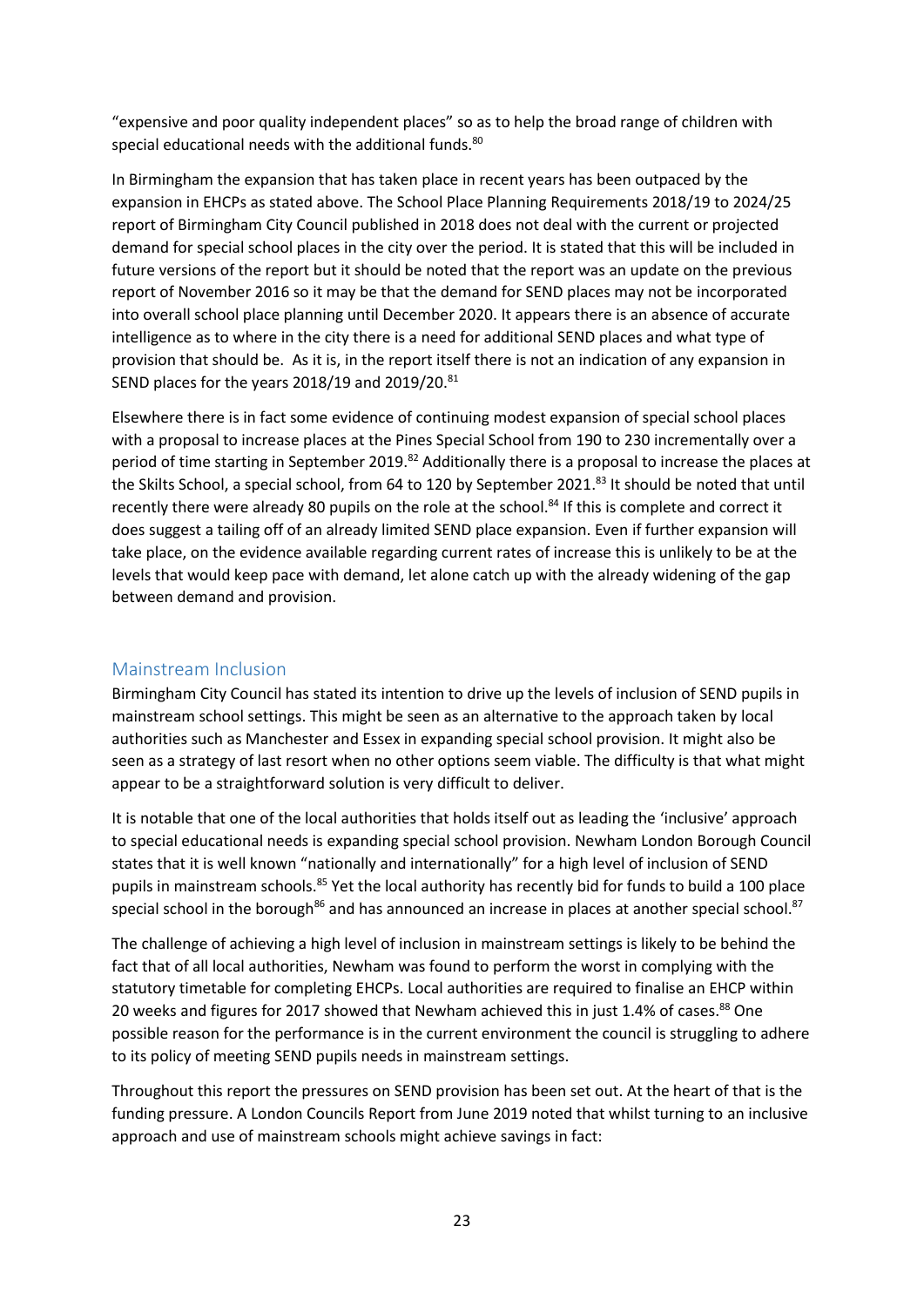"expensive and poor quality independent places" so as to help the broad range of children with special educational needs with the additional funds.[80]

In Birmingham the expansion that has taken place in recent years has been outpaced by the expansion in EHCPs as stated above. The School Place Planning Requirements 2018/19 to 2024/25 report of Birmingham City Council published in 2018 does not deal with the current or projected demand for special school places in the city over the period. It is stated that this will be included in future versions of the report but it should be noted that the report was an update on the previous report of November 2016 so it may be that the demand for SEND places may not be incorporated into overall school place planning until December 2020. It appears there is an absence of accurate intelligence as to where in the city there is a need for additional SEND places and what type of provision that should be. As it is, in the report itself there is not an indication of any expansion in SEND places for the years 2018/19 and 2019/20.[81]

Elsewhere there is in fact some evidence of continuing modest expansion of special school places with a proposal to increase places at the Pines Special School from 190 to 230 incrementally over a period of time starting in September 2019.[82] Additionally there is a proposal to increase the places at the Skilts School, a special school, from 64 to 120 by September 2021.[83] It should be noted that until recently there were already 80 pupils on the role at the school.[84] If this is complete and correct it does suggest a tailing off of an already limited SEND place expansion. Even if further expansion will take place, on the evidence available regarding current rates of increase this is unlikely to be at the levels that would keep pace with demand, let alone catch up with the already widening of the gap between demand and provision.

## Mainstream Inclusion

Birmingham City Council has stated its intention to drive up the levels of inclusion of SEND pupils in mainstream school settings. This might be seen as an alternative to the approach taken by local authorities such as Manchester and Essex in expanding special school provision. It might also be seen as a strategy of last resort when no other options seem viable. The difficulty is that what might appear to be a straightforward solution is very difficult to deliver.

It is notable that one of the local authorities that holds itself out as leading the 'inclusive' approach to special educational needs is expanding special school provision. Newham London Borough Council states that it is well known "nationally and internationally" for a high level of inclusion of SEND pupils in mainstream schools.[85] Yet the local authority has recently bid for funds to build a 100 place special school in the borough[86] and has announced an increase in places at another special school.[87]

The challenge of achieving a high level of inclusion in mainstream settings is likely to be behind the fact that of all local authorities, Newham was found to perform the worst in complying with the statutory timetable for completing EHCPs. Local authorities are required to finalise an EHCP within 20 weeks and figures for 2017 showed that Newham achieved this in just 1.4% of cases.[88] One possible reason for the performance is in the current environment the council is struggling to adhere to its policy of meeting SEND pupils needs in mainstream settings.

Throughout this report the pressures on SEND provision has been set out. At the heart of that is the funding pressure. A London Councils Report from June 2019 noted that whilst turning to an inclusive approach and use of mainstream schools might achieve savings in fact: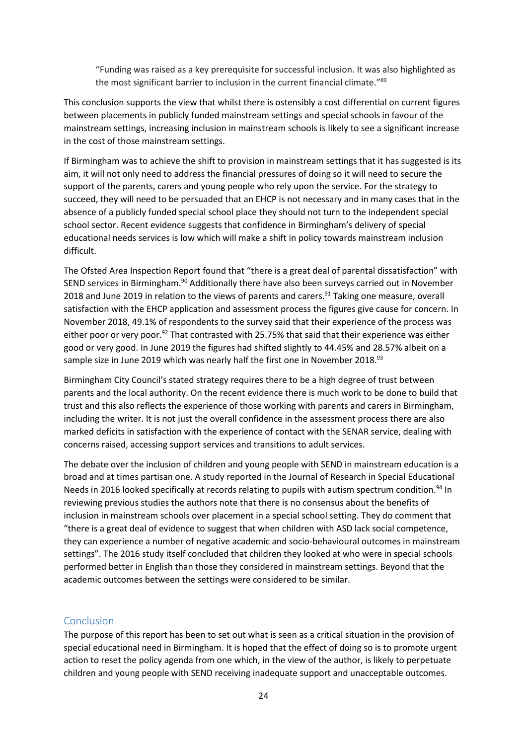> "Funding was raised as a key prerequisite for successful inclusion. It was also highlighted as the most significant barrier to inclusion in the current financial climate."[89]

This conclusion supports the view that whilst there is ostensibly a cost differential on current figures between placements in publicly funded mainstream settings and special schools in favour of the mainstream settings, increasing inclusion in mainstream schools is likely to see a significant increase in the cost of those mainstream settings.

If Birmingham was to achieve the shift to provision in mainstream settings that it has suggested is its aim, it will not only need to address the financial pressures of doing so it will need to secure the support of the parents, carers and young people who rely upon the service. For the strategy to succeed, they will need to be persuaded that an EHCP is not necessary and in many cases that in the absence of a publicly funded special school place they should not turn to the independent special school sector. Recent evidence suggests that confidence in Birmingham's delivery of special educational needs services is low which will make a shift in policy towards mainstream inclusion difficult.

The Ofsted Area Inspection Report found that "there is a great deal of parental dissatisfaction" with SEND services in Birmingham.[90] Additionally there have also been surveys carried out in November 2018 and June 2019 in relation to the views of parents and carers.[91] Taking one measure, overall satisfaction with the EHCP application and assessment process the figures give cause for concern. In November 2018, 49.1% of respondents to the survey said that their experience of the process was either poor or very poor.[92] That contrasted with 25.75% that said that their experience was either good or very good. In June 2019 the figures had shifted slightly to 44.45% and 28.57% albeit on a sample size in June 2019 which was nearly half the first one in November 2018.[93]

Birmingham City Council's stated strategy requires there to be a high degree of trust between parents and the local authority. On the recent evidence there is much work to be done to build that trust and this also reflects the experience of those working with parents and carers in Birmingham, including the writer. It is not just the overall confidence in the assessment process there are also marked deficits in satisfaction with the experience of contact with the SENAR service, dealing with concerns raised, accessing support services and transitions to adult services.

The debate over the inclusion of children and young people with SEND in mainstream education is a broad and at times partisan one. A study reported in the Journal of Research in Special Educational Needs in 2016 looked specifically at records relating to pupils with autism spectrum condition.[94] In reviewing previous studies the authors note that there is no consensus about the benefits of inclusion in mainstream schools over placement in a special school setting. They do comment that "there is a great deal of evidence to suggest that when children with ASD lack social competence, they can experience a number of negative academic and socio-behavioural outcomes in mainstream settings". The 2016 study itself concluded that children they looked at who were in special schools performed better in English than those they considered in mainstream settings. Beyond that the academic outcomes between the settings were considered to be similar.

## Conclusion

The purpose of this report has been to set out what is seen as a critical situation in the provision of special educational need in Birmingham. It is hoped that the effect of doing so is to promote urgent action to reset the policy agenda from one which, in the view of the author, is likely to perpetuate children and young people with SEND receiving inadequate support and unacceptable outcomes.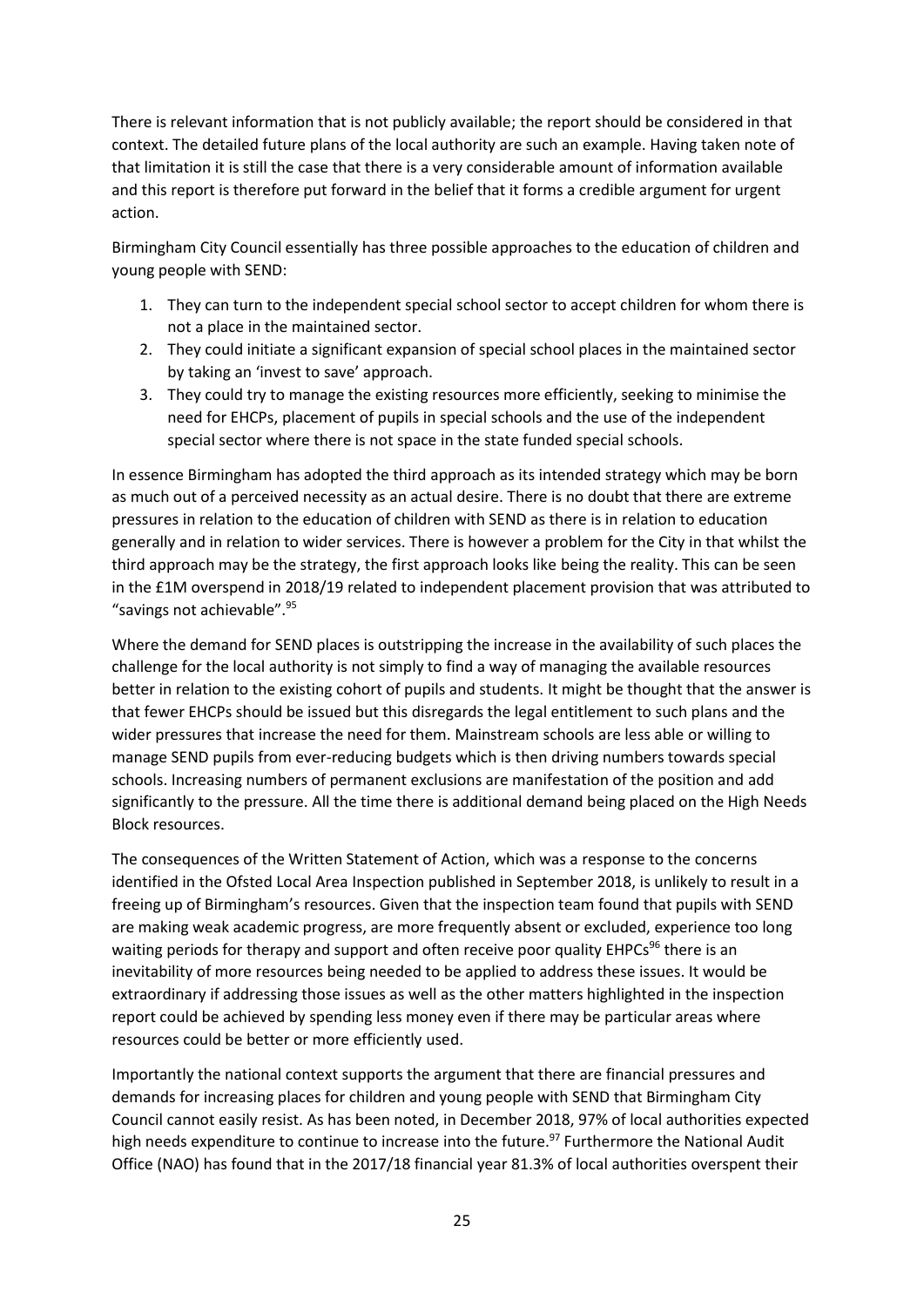There is relevant information that is not publicly available; the report should be considered in that context. The detailed future plans of the local authority are such an example. Having taken note of that limitation it is still the case that there is a very considerable amount of information available and this report is therefore put forward in the belief that it forms a credible argument for urgent action.

Birmingham City Council essentially has three possible approaches to the education of children and young people with SEND:

1. They can turn to the independent special school sector to accept children for whom there is not a place in the maintained sector.
2. They could initiate a significant expansion of special school places in the maintained sector by taking an 'invest to save' approach.
3. They could try to manage the existing resources more efficiently, seeking to minimise the need for EHCPs, placement of pupils in special schools and the use of the independent special sector where there is not space in the state funded special schools.

In essence Birmingham has adopted the third approach as its intended strategy which may be born as much out of a perceived necessity as an actual desire. There is no doubt that there are extreme pressures in relation to the education of children with SEND as there is in relation to education generally and in relation to wider services. There is however a problem for the City in that whilst the third approach may be the strategy, the first approach looks like being the reality. This can be seen in the £1M overspend in 2018/19 related to independent placement provision that was attributed to "savings not achievable".[95]

Where the demand for SEND places is outstripping the increase in the availability of such places the challenge for the local authority is not simply to find a way of managing the available resources better in relation to the existing cohort of pupils and students. It might be thought that the answer is that fewer EHCPs should be issued but this disregards the legal entitlement to such plans and the wider pressures that increase the need for them. Mainstream schools are less able or willing to manage SEND pupils from ever-reducing budgets which is then driving numbers towards special schools. Increasing numbers of permanent exclusions are manifestation of the position and add significantly to the pressure. All the time there is additional demand being placed on the High Needs Block resources.

The consequences of the Written Statement of Action, which was a response to the concerns identified in the Ofsted Local Area Inspection published in September 2018, is unlikely to result in a freeing up of Birmingham's resources. Given that the inspection team found that pupils with SEND are making weak academic progress, are more frequently absent or excluded, experience too long waiting periods for therapy and support and often receive poor quality EHPCs[96] there is an inevitability of more resources being needed to be applied to address these issues. It would be extraordinary if addressing those issues as well as the other matters highlighted in the inspection report could be achieved by spending less money even if there may be particular areas where resources could be better or more efficiently used.

Importantly the national context supports the argument that there are financial pressures and demands for increasing places for children and young people with SEND that Birmingham City Council cannot easily resist. As has been noted, in December 2018, 97% of local authorities expected high needs expenditure to continue to increase into the future.[97] Furthermore the National Audit Office (NAO) has found that in the 2017/18 financial year 81.3% of local authorities overspent their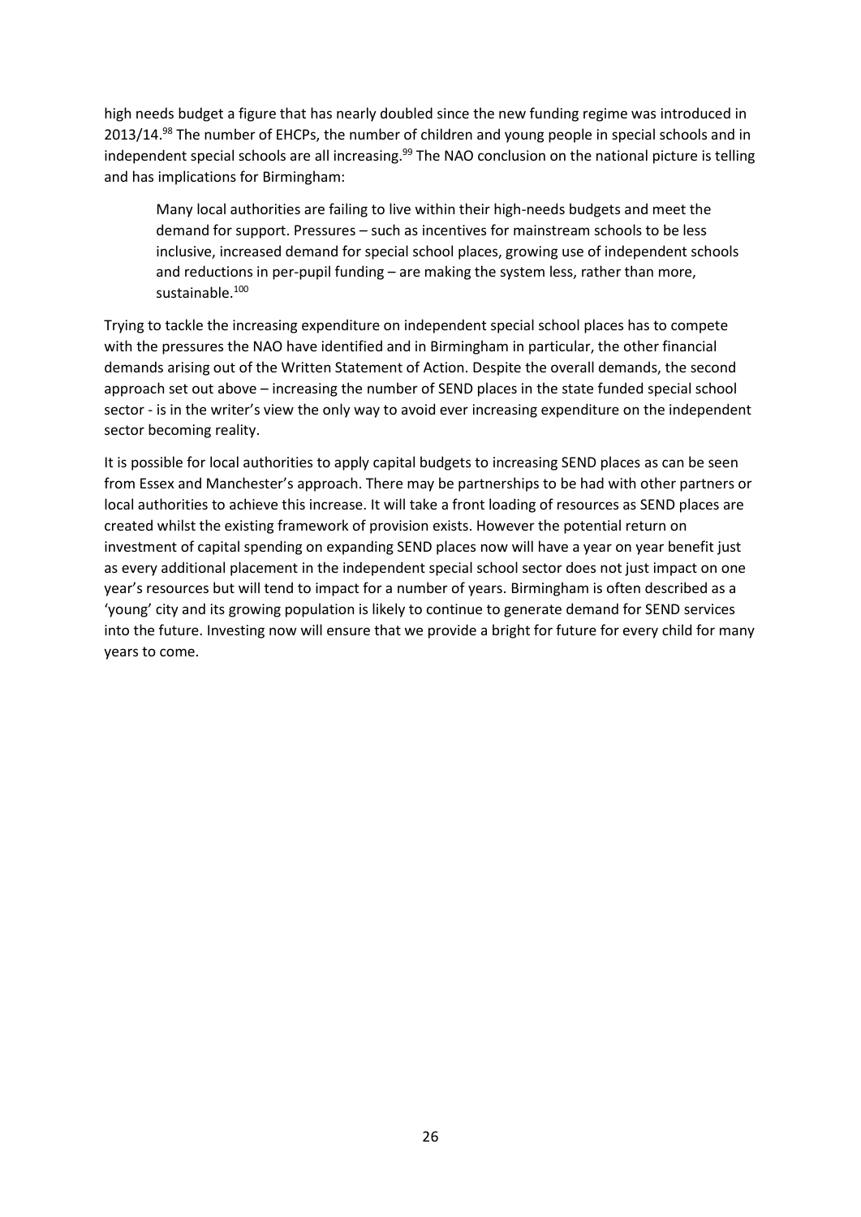high needs budget a figure that has nearly doubled since the new funding regime was introduced in 2013/14.[98] The number of EHCPs, the number of children and young people in special schools and in independent special schools are all increasing.[99] The NAO conclusion on the national picture is telling and has implications for Birmingham:

> Many local authorities are failing to live within their high-needs budgets and meet the demand for support. Pressures – such as incentives for mainstream schools to be less inclusive, increased demand for special school places, growing use of independent schools and reductions in per-pupil funding – are making the system less, rather than more, sustainable.[100]

Trying to tackle the increasing expenditure on independent special school places has to compete with the pressures the NAO have identified and in Birmingham in particular, the other financial demands arising out of the Written Statement of Action. Despite the overall demands, the second approach set out above – increasing the number of SEND places in the state funded special school sector - is in the writer's view the only way to avoid ever increasing expenditure on the independent sector becoming reality.

It is possible for local authorities to apply capital budgets to increasing SEND places as can be seen from Essex and Manchester's approach. There may be partnerships to be had with other partners or local authorities to achieve this increase. It will take a front loading of resources as SEND places are created whilst the existing framework of provision exists. However the potential return on investment of capital spending on expanding SEND places now will have a year on year benefit just as every additional placement in the independent special school sector does not just impact on one year's resources but will tend to impact for a number of years. Birmingham is often described as a 'young' city and its growing population is likely to continue to generate demand for SEND services into the future. Investing now will ensure that we provide a bright for future for every child for many years to come.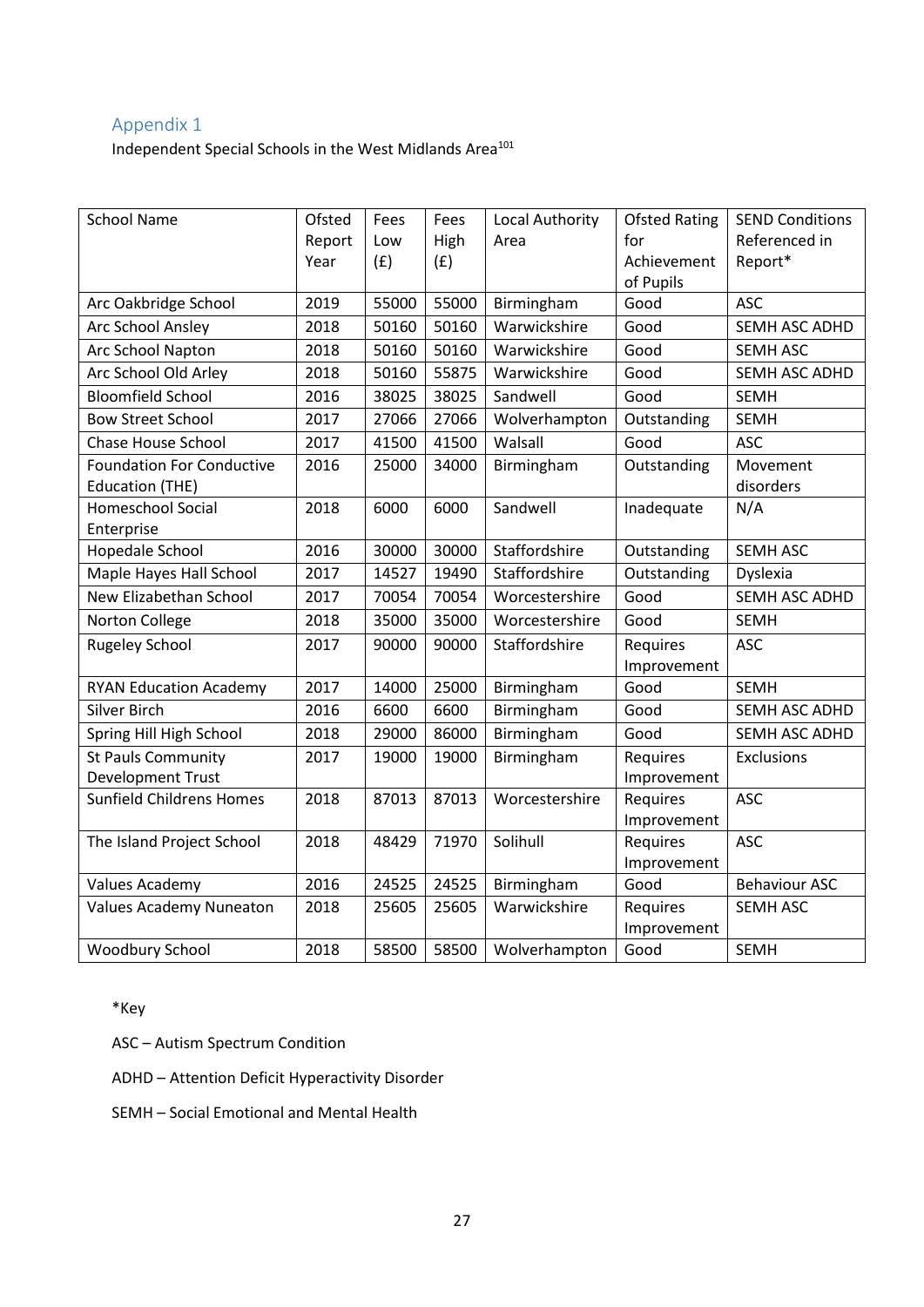## Appendix 1

Independent Special Schools in the West Midlands Area[101]

| School Name | Ofsted Report Year | Fees Low (£) | Fees High (£) | Local Authority Area | Ofsted Rating for Achievement of Pupils | SEND Conditions Referenced in Report* |
|---|---|---|---|---|---|---|
| Arc Oakbridge School | 2019 | 55000 | 55000 | Birmingham | Good | ASC |
| Arc School Ansley | 2018 | 50160 | 50160 | Warwickshire | Good | SEMH ASC ADHD |
| Arc School Napton | 2018 | 50160 | 50160 | Warwickshire | Good | SEMH ASC |
| Arc School Old Arley | 2018 | 50160 | 55875 | Warwickshire | Good | SEMH ASC ADHD |
| Bloomfield School | 2016 | 38025 | 38025 | Sandwell | Good | SEMH |
| Bow Street School | 2017 | 27066 | 27066 | Wolverhampton | Outstanding | SEMH |
| Chase House School | 2017 | 41500 | 41500 | Walsall | Good | ASC |
| Foundation For Conductive Education (THE) | 2016 | 25000 | 34000 | Birmingham | Outstanding | Movement disorders |
| Homeschool Social Enterprise | 2018 | 6000 | 6000 | Sandwell | Inadequate | N/A |
| Hopedale School | 2016 | 30000 | 30000 | Staffordshire | Outstanding | SEMH ASC |
| Maple Hayes Hall School | 2017 | 14527 | 19490 | Staffordshire | Outstanding | Dyslexia |
| New Elizabethan School | 2017 | 70054 | 70054 | Worcestershire | Good | SEMH ASC ADHD |
| Norton College | 2018 | 35000 | 35000 | Worcestershire | Good | SEMH |
| Rugeley School | 2017 | 90000 | 90000 | Staffordshire | Requires Improvement | ASC |
| RYAN Education Academy | 2017 | 14000 | 25000 | Birmingham | Good | SEMH |
| Silver Birch | 2016 | 6600 | 6600 | Birmingham | Good | SEMH ASC ADHD |
| Spring Hill High School | 2018 | 29000 | 86000 | Birmingham | Good | SEMH ASC ADHD |
| St Pauls Community Development Trust | 2017 | 19000 | 19000 | Birmingham | Requires Improvement | Exclusions |
| Sunfield Childrens Homes | 2018 | 87013 | 87013 | Worcestershire | Requires Improvement | ASC |
| The Island Project School | 2018 | 48429 | 71970 | Solihull | Requires Improvement | ASC |
| Values Academy | 2016 | 24525 | 24525 | Birmingham | Good | Behaviour ASC |
| Values Academy Nuneaton | 2018 | 25605 | 25605 | Warwickshire | Requires Improvement | SEMH ASC |
| Woodbury School | 2018 | 58500 | 58500 | Wolverhampton | Good | SEMH |

*Key

ASC – Autism Spectrum Condition

ADHD – Attention Deficit Hyperactivity Disorder

SEMH – Social Emotional and Mental Health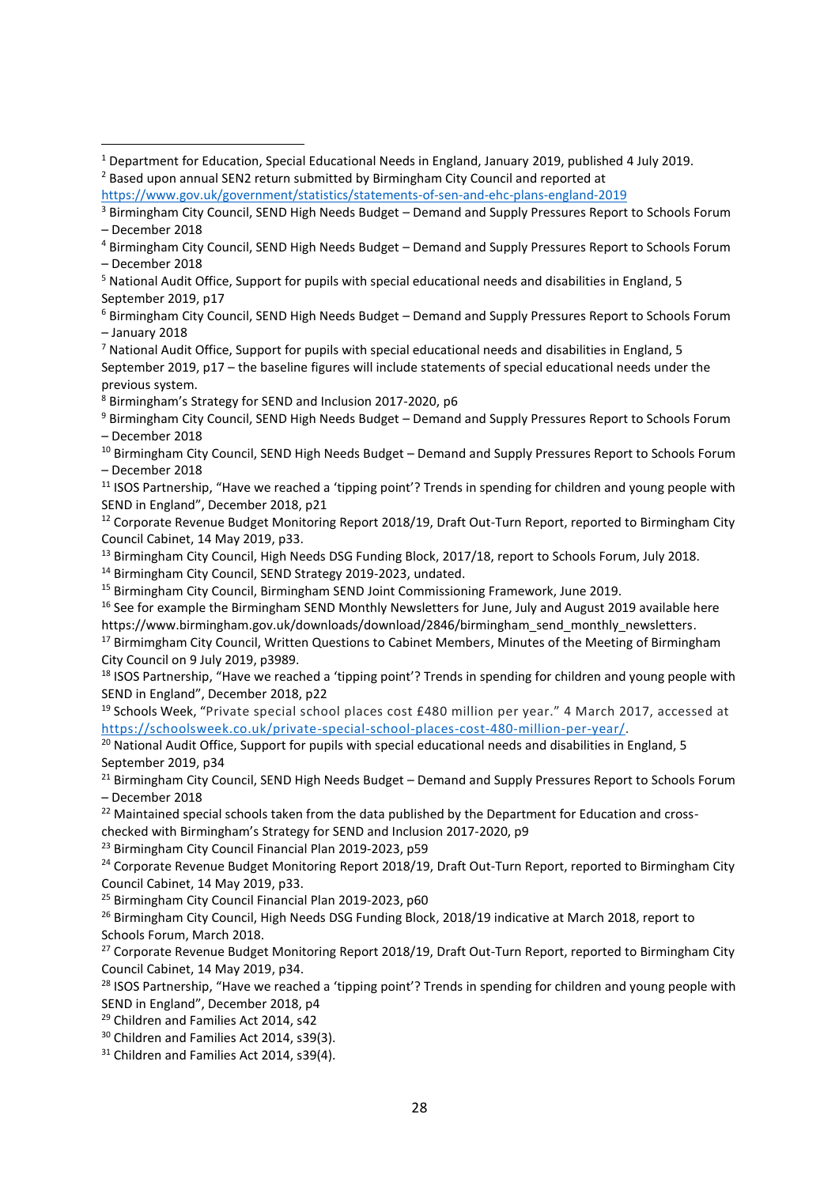[1] Department for Education, Special Educational Needs in England, January 2019, published 4 July 2019.

[2] Based upon annual SEN2 return submitted by Birmingham City Council and reported at https://www.gov.uk/government/statistics/statements-of-sen-and-ehc-plans-england-2019

[3] Birmingham City Council, SEND High Needs Budget – Demand and Supply Pressures Report to Schools Forum – December 2018

[4] Birmingham City Council, SEND High Needs Budget – Demand and Supply Pressures Report to Schools Forum – December 2018

[5] National Audit Office, Support for pupils with special educational needs and disabilities in England, 5 September 2019, p17

[6] Birmingham City Council, SEND High Needs Budget – Demand and Supply Pressures Report to Schools Forum – January 2018

[7] National Audit Office, Support for pupils with special educational needs and disabilities in England, 5 September 2019, p17 – the baseline figures will include statements of special educational needs under the previous system.

[8] Birmingham's Strategy for SEND and Inclusion 2017-2020, p6

[9] Birmingham City Council, SEND High Needs Budget – Demand and Supply Pressures Report to Schools Forum – December 2018

[10] Birmingham City Council, SEND High Needs Budget – Demand and Supply Pressures Report to Schools Forum – December 2018

[11] ISOS Partnership, "Have we reached a 'tipping point'? Trends in spending for children and young people with SEND in England", December 2018, p21

[12] Corporate Revenue Budget Monitoring Report 2018/19, Draft Out-Turn Report, reported to Birmingham City Council Cabinet, 14 May 2019, p33.

[13] Birmingham City Council, High Needs DSG Funding Block, 2017/18, report to Schools Forum, July 2018.

[14] Birmingham City Council, SEND Strategy 2019-2023, undated.

[15] Birmingham City Council, Birmingham SEND Joint Commissioning Framework, June 2019.

[16] See for example the Birmingham SEND Monthly Newsletters for June, July and August 2019 available here https://www.birmingham.gov.uk/downloads/download/2846/birmingham_send_monthly_newsletters.

[17] Birmimgham City Council, Written Questions to Cabinet Members, Minutes of the Meeting of Birmingham City Council on 9 July 2019, p3989.

[18] ISOS Partnership, "Have we reached a 'tipping point'? Trends in spending for children and young people with SEND in England", December 2018, p22

[19] Schools Week, "Private special school places cost £480 million per year." 4 March 2017, accessed at https://schoolsweek.co.uk/private-special-school-places-cost-480-million-per-year/.

[20] National Audit Office, Support for pupils with special educational needs and disabilities in England, 5 September 2019, p34

[21] Birmingham City Council, SEND High Needs Budget – Demand and Supply Pressures Report to Schools Forum – December 2018

[22] Maintained special schools taken from the data published by the Department for Education and cross-checked with Birmingham's Strategy for SEND and Inclusion 2017-2020, p9

[23] Birmingham City Council Financial Plan 2019-2023, p59

[24] Corporate Revenue Budget Monitoring Report 2018/19, Draft Out-Turn Report, reported to Birmingham City Council Cabinet, 14 May 2019, p33.

[25] Birmingham City Council Financial Plan 2019-2023, p60

[26] Birmingham City Council, High Needs DSG Funding Block, 2018/19 indicative at March 2018, report to Schools Forum, March 2018.

[27] Corporate Revenue Budget Monitoring Report 2018/19, Draft Out-Turn Report, reported to Birmingham City Council Cabinet, 14 May 2019, p34.

[28] ISOS Partnership, "Have we reached a 'tipping point'? Trends in spending for children and young people with SEND in England", December 2018, p4

[29] Children and Families Act 2014, s42

[30] Children and Families Act 2014, s39(3).

[31] Children and Families Act 2014, s39(4).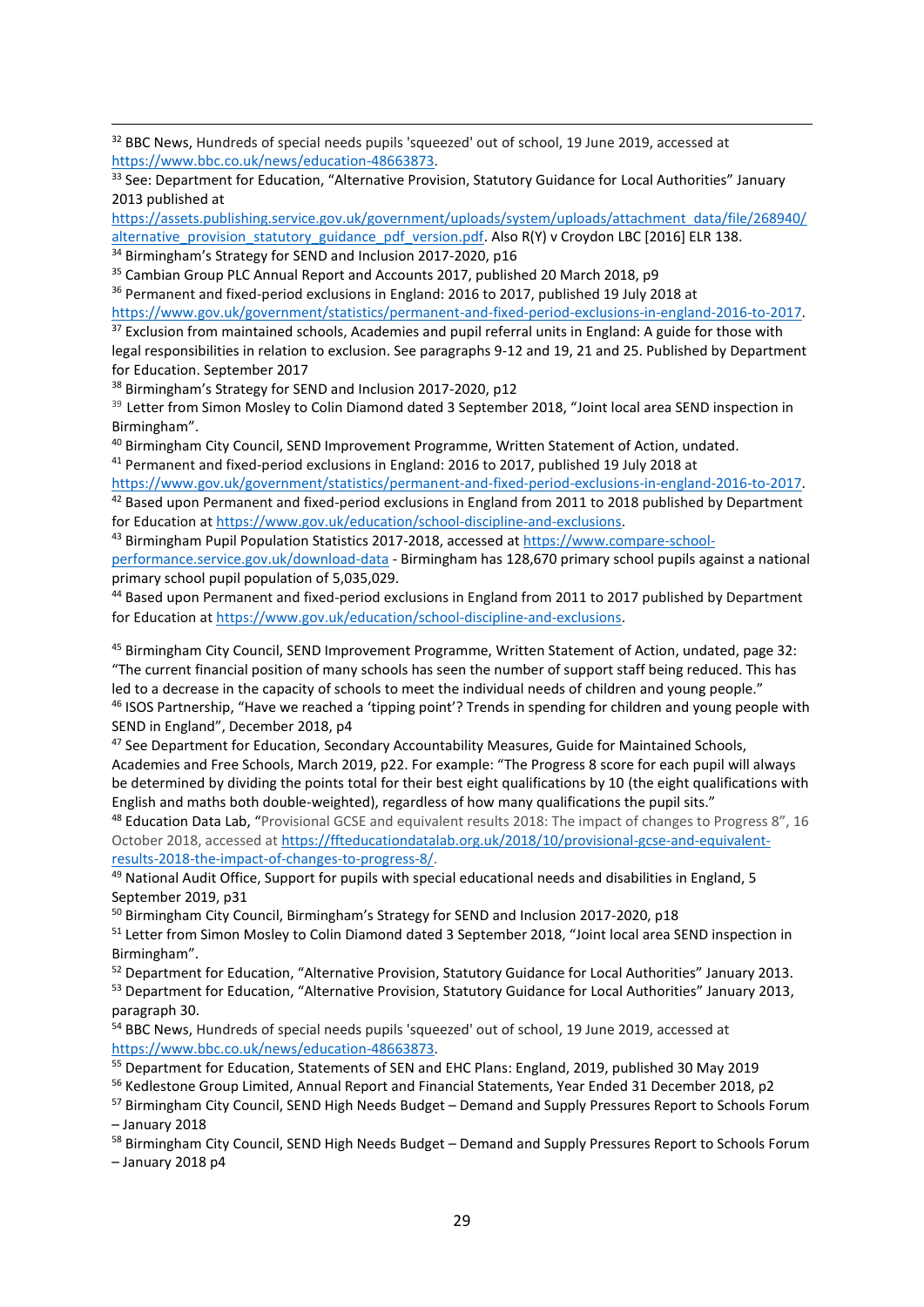[32] BBC News, Hundreds of special needs pupils 'squeezed' out of school, 19 June 2019, accessed at https://www.bbc.co.uk/news/education-48663873.

[33] See: Department for Education, "Alternative Provision, Statutory Guidance for Local Authorities" January 2013 published at https://assets.publishing.service.gov.uk/government/uploads/system/uploads/attachment_data/file/268940/alternative_provision_statutory_guidance_pdf_version.pdf. Also R(Y) v Croydon LBC [2016] ELR 138.

[34] Birmingham's Strategy for SEND and Inclusion 2017-2020, p16

[35] Cambian Group PLC Annual Report and Accounts 2017, published 20 March 2018, p9

[36] Permanent and fixed-period exclusions in England: 2016 to 2017, published 19 July 2018 at https://www.gov.uk/government/statistics/permanent-and-fixed-period-exclusions-in-england-2016-to-2017.

[37] Exclusion from maintained schools, Academies and pupil referral units in England: A guide for those with legal responsibilities in relation to exclusion. See paragraphs 9-12 and 19, 21 and 25. Published by Department for Education. September 2017

[38] Birmingham's Strategy for SEND and Inclusion 2017-2020, p12

[39] Letter from Simon Mosley to Colin Diamond dated 3 September 2018, "Joint local area SEND inspection in Birmingham".

[40] Birmingham City Council, SEND Improvement Programme, Written Statement of Action, undated.

[41] Permanent and fixed-period exclusions in England: 2016 to 2017, published 19 July 2018 at https://www.gov.uk/government/statistics/permanent-and-fixed-period-exclusions-in-england-2016-to-2017.

[42] Based upon Permanent and fixed-period exclusions in England from 2011 to 2018 published by Department for Education at https://www.gov.uk/education/school-discipline-and-exclusions.

[43] Birmingham Pupil Population Statistics 2017-2018, accessed at https://www.compare-school-performance.service.gov.uk/download-data - Birmingham has 128,670 primary school pupils against a national primary school pupil population of 5,035,029.

[44] Based upon Permanent and fixed-period exclusions in England from 2011 to 2017 published by Department for Education at https://www.gov.uk/education/school-discipline-and-exclusions.

[45] Birmingham City Council, SEND Improvement Programme, Written Statement of Action, undated, page 32: "The current financial position of many schools has seen the number of support staff being reduced. This has led to a decrease in the capacity of schools to meet the individual needs of children and young people."

[46] ISOS Partnership, "Have we reached a 'tipping point'? Trends in spending for children and young people with SEND in England", December 2018, p4

[47] See Department for Education, Secondary Accountability Measures, Guide for Maintained Schools, Academies and Free Schools, March 2019, p22. For example: "The Progress 8 score for each pupil will always be determined by dividing the points total for their best eight qualifications by 10 (the eight qualifications with English and maths both double-weighted), regardless of how many qualifications the pupil sits."

[48] Education Data Lab, "Provisional GCSE and equivalent results 2018: The impact of changes to Progress 8", 16 October 2018, accessed at https://ffteducationdatalab.org.uk/2018/10/provisional-gcse-and-equivalent-results-2018-the-impact-of-changes-to-progress-8/.

[49] National Audit Office, Support for pupils with special educational needs and disabilities in England, 5 September 2019, p31

[50] Birmingham City Council, Birmingham's Strategy for SEND and Inclusion 2017-2020, p18

[51] Letter from Simon Mosley to Colin Diamond dated 3 September 2018, "Joint local area SEND inspection in Birmingham".

[52] Department for Education, "Alternative Provision, Statutory Guidance for Local Authorities" January 2013.

[53] Department for Education, "Alternative Provision, Statutory Guidance for Local Authorities" January 2013, paragraph 30.

[54] BBC News, Hundreds of special needs pupils 'squeezed' out of school, 19 June 2019, accessed at https://www.bbc.co.uk/news/education-48663873.

[55] Department for Education, Statements of SEN and EHC Plans: England, 2019, published 30 May 2019

[56] Kedlestone Group Limited, Annual Report and Financial Statements, Year Ended 31 December 2018, p2

[57] Birmingham City Council, SEND High Needs Budget – Demand and Supply Pressures Report to Schools Forum – January 2018

[58] Birmingham City Council, SEND High Needs Budget – Demand and Supply Pressures Report to Schools Forum – January 2018 p4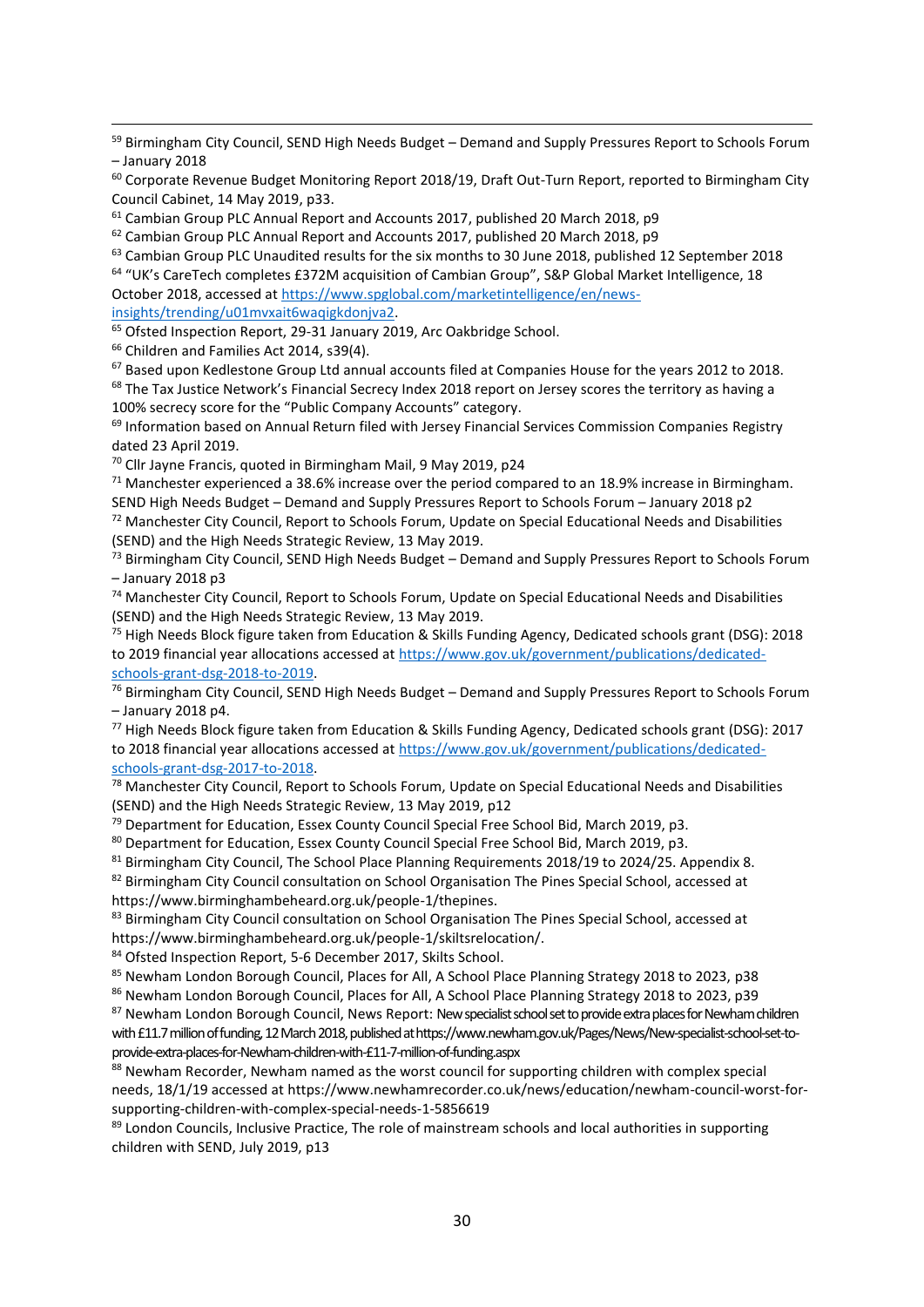[59] Birmingham City Council, SEND High Needs Budget – Demand and Supply Pressures Report to Schools Forum – January 2018

[60] Corporate Revenue Budget Monitoring Report 2018/19, Draft Out-Turn Report, reported to Birmingham City Council Cabinet, 14 May 2019, p33.

[61] Cambian Group PLC Annual Report and Accounts 2017, published 20 March 2018, p9

[62] Cambian Group PLC Annual Report and Accounts 2017, published 20 March 2018, p9

[63] Cambian Group PLC Unaudited results for the six months to 30 June 2018, published 12 September 2018

[64] "UK's CareTech completes £372M acquisition of Cambian Group", S&P Global Market Intelligence, 18 October 2018, accessed at https://www.spglobal.com/marketintelligence/en/news-insights/trending/u01mvxait6waqigkdonjva2.

[65] Ofsted Inspection Report, 29-31 January 2019, Arc Oakbridge School.

[66] Children and Families Act 2014, s39(4).

[67] Based upon Kedlestone Group Ltd annual accounts filed at Companies House for the years 2012 to 2018.

[68] The Tax Justice Network's Financial Secrecy Index 2018 report on Jersey scores the territory as having a 100% secrecy score for the "Public Company Accounts" category.

[69] Information based on Annual Return filed with Jersey Financial Services Commission Companies Registry dated 23 April 2019.

[70] Cllr Jayne Francis, quoted in Birmingham Mail, 9 May 2019, p24

[71] Manchester experienced a 38.6% increase over the period compared to an 18.9% increase in Birmingham. SEND High Needs Budget – Demand and Supply Pressures Report to Schools Forum – January 2018 p2

[72] Manchester City Council, Report to Schools Forum, Update on Special Educational Needs and Disabilities (SEND) and the High Needs Strategic Review, 13 May 2019.

[73] Birmingham City Council, SEND High Needs Budget – Demand and Supply Pressures Report to Schools Forum – January 2018 p3

[74] Manchester City Council, Report to Schools Forum, Update on Special Educational Needs and Disabilities (SEND) and the High Needs Strategic Review, 13 May 2019.

[75] High Needs Block figure taken from Education & Skills Funding Agency, Dedicated schools grant (DSG): 2018 to 2019 financial year allocations accessed at https://www.gov.uk/government/publications/dedicated-schools-grant-dsg-2018-to-2019.

[76] Birmingham City Council, SEND High Needs Budget – Demand and Supply Pressures Report to Schools Forum – January 2018 p4.

[77] High Needs Block figure taken from Education & Skills Funding Agency, Dedicated schools grant (DSG): 2017 to 2018 financial year allocations accessed at https://www.gov.uk/government/publications/dedicated-schools-grant-dsg-2017-to-2018.

[78] Manchester City Council, Report to Schools Forum, Update on Special Educational Needs and Disabilities (SEND) and the High Needs Strategic Review, 13 May 2019, p12

[79] Department for Education, Essex County Council Special Free School Bid, March 2019, p3.

[80] Department for Education, Essex County Council Special Free School Bid, March 2019, p3.

[81] Birmingham City Council, The School Place Planning Requirements 2018/19 to 2024/25. Appendix 8.

[82] Birmingham City Council consultation on School Organisation The Pines Special School, accessed at https://www.birminghambeheard.org.uk/people-1/thepines.

[83] Birmingham City Council consultation on School Organisation The Pines Special School, accessed at https://www.birminghambeheard.org.uk/people-1/skiltsrelocation/.

[84] Ofsted Inspection Report, 5-6 December 2017, Skilts School.

[85] Newham London Borough Council, Places for All, A School Place Planning Strategy 2018 to 2023, p38

[86] Newham London Borough Council, Places for All, A School Place Planning Strategy 2018 to 2023, p39

[87] Newham London Borough Council, News Report: New specialist school set to provide extra places for Newham children with £11.7 million of funding, 12 March 2018, published at https://www.newham.gov.uk/Pages/News/New-specialist-school-set-to-provide-extra-places-for-Newham-children-with-£11-7-million-of-funding.aspx

[88] Newham Recorder, Newham named as the worst council for supporting children with complex special needs, 18/1/19 accessed at https://www.newhamrecorder.co.uk/news/education/newham-council-worst-for-supporting-children-with-complex-special-needs-1-5856619

[89] London Councils, Inclusive Practice, The role of mainstream schools and local authorities in supporting children with SEND, July 2019, p13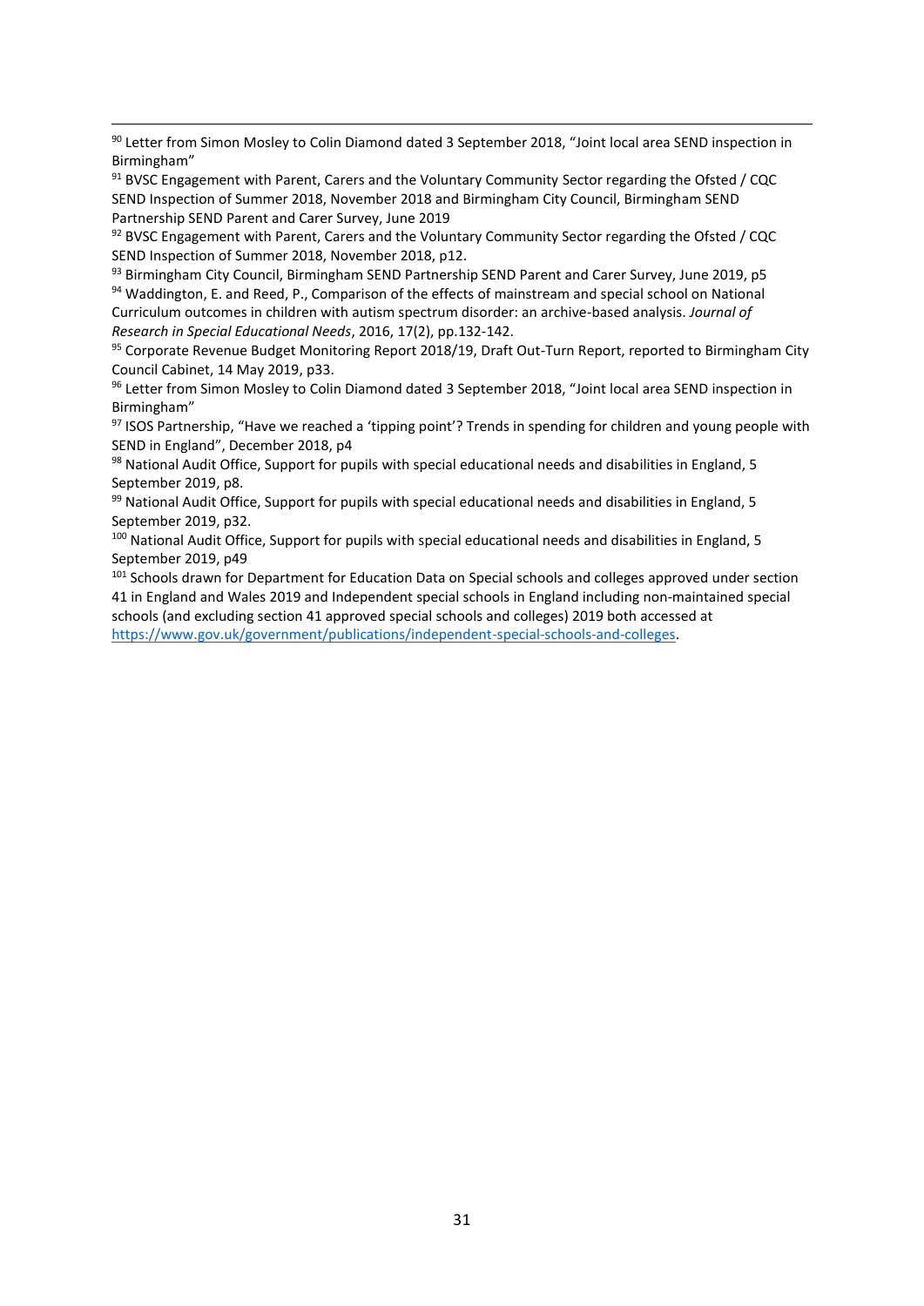[90] Letter from Simon Mosley to Colin Diamond dated 3 September 2018, "Joint local area SEND inspection in Birmingham"

[91] BVSC Engagement with Parent, Carers and the Voluntary Community Sector regarding the Ofsted / CQC SEND Inspection of Summer 2018, November 2018 and Birmingham City Council, Birmingham SEND Partnership SEND Parent and Carer Survey, June 2019

[92] BVSC Engagement with Parent, Carers and the Voluntary Community Sector regarding the Ofsted / CQC SEND Inspection of Summer 2018, November 2018, p12.

[93] Birmingham City Council, Birmingham SEND Partnership SEND Parent and Carer Survey, June 2019, p5

[94] Waddington, E. and Reed, P., Comparison of the effects of mainstream and special school on National Curriculum outcomes in children with autism spectrum disorder: an archive-based analysis. *Journal of Research in Special Educational Needs*, 2016, 17(2), pp.132-142.

[95] Corporate Revenue Budget Monitoring Report 2018/19, Draft Out-Turn Report, reported to Birmingham City Council Cabinet, 14 May 2019, p33.

[96] Letter from Simon Mosley to Colin Diamond dated 3 September 2018, "Joint local area SEND inspection in Birmingham"

[97] ISOS Partnership, "Have we reached a 'tipping point'? Trends in spending for children and young people with SEND in England", December 2018, p4

[98] National Audit Office, Support for pupils with special educational needs and disabilities in England, 5 September 2019, p8.

[99] National Audit Office, Support for pupils with special educational needs and disabilities in England, 5 September 2019, p32.

[100] National Audit Office, Support for pupils with special educational needs and disabilities in England, 5 September 2019, p49

[101] Schools drawn for Department for Education Data on Special schools and colleges approved under section 41 in England and Wales 2019 and Independent special schools in England including non-maintained special schools (and excluding section 41 approved special schools and colleges) 2019 both accessed at https://www.gov.uk/government/publications/independent-special-schools-and-colleges.